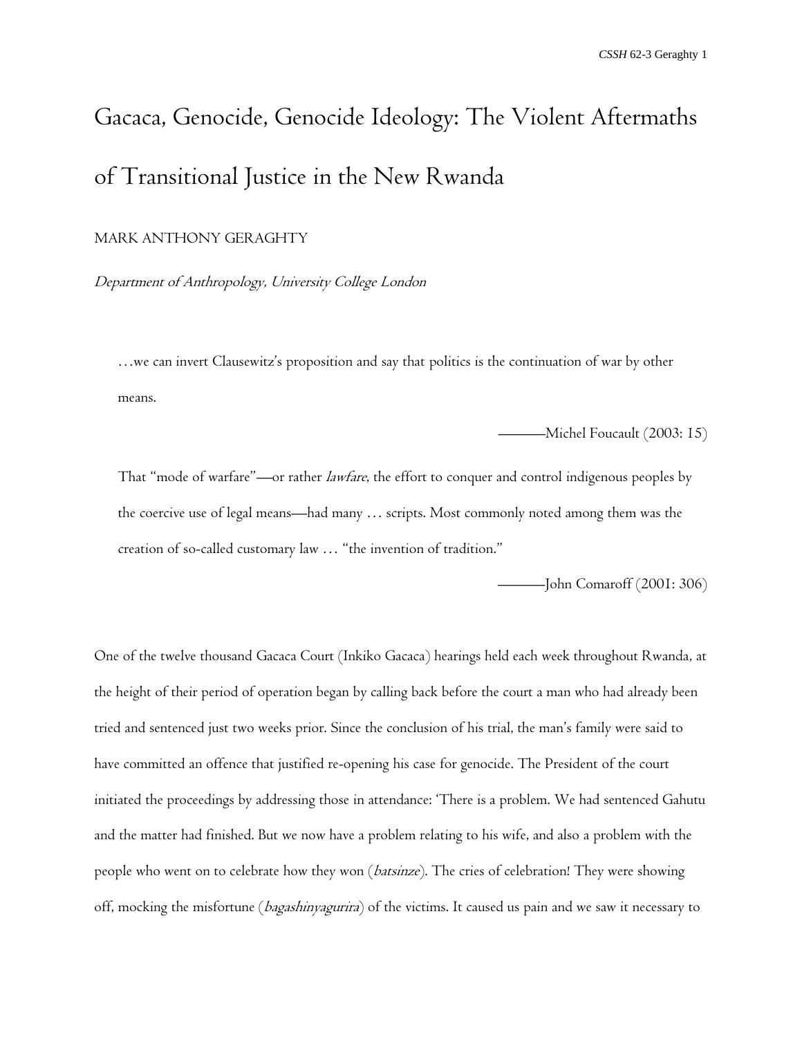# Gacaca, Genocide, Genocide Ideology: The Violent Aftermaths of Transitional Justice in the New Rwanda

MARK ANTHONY GERAGHTY

*Department of Anthropology, University College London*

> …we can invert Clausewitz's proposition and say that politics is the continuation of war by other means.
>
> ———Michel Foucault (2003: 15)

> That "mode of warfare"—or rather *lawfare*, the effort to conquer and control indigenous peoples by the coercive use of legal means—had many … scripts. Most commonly noted among them was the creation of so-called customary law … "the invention of tradition."
>
> ———John Comaroff (2001: 306)

One of the twelve thousand Gacaca Court (Inkiko Gacaca) hearings held each week throughout Rwanda, at the height of their period of operation began by calling back before the court a man who had already been tried and sentenced just two weeks prior. Since the conclusion of his trial, the man's family were said to have committed an offence that justified re-opening his case for genocide. The President of the court initiated the proceedings by addressing those in attendance: 'There is a problem. We had sentenced Gahutu and the matter had finished. But we now have a problem relating to his wife, and also a problem with the people who went on to celebrate how they won (*batsinze*). The cries of celebration! They were showing off, mocking the misfortune (*bagashinyagurira*) of the victims. It caused us pain and we saw it necessary to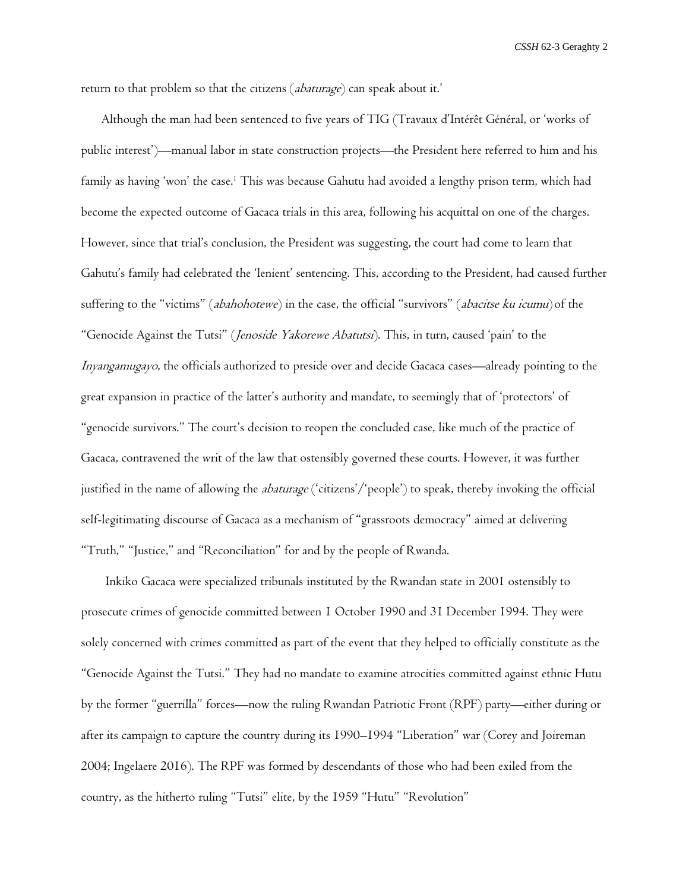return to that problem so that the citizens (*abaturage*) can speak about it.'

Although the man had been sentenced to five years of TIG (Travaux d'Intérêt Général, or 'works of public interest')—manual labor in state construction projects—the President here referred to him and his family as having 'won' the case.[1] This was because Gahutu had avoided a lengthy prison term, which had become the expected outcome of Gacaca trials in this area, following his acquittal on one of the charges. However, since that trial's conclusion, the President was suggesting, the court had come to learn that Gahutu's family had celebrated the 'lenient' sentencing. This, according to the President, had caused further suffering to the "victims" (*abahohotewe*) in the case, the official "survivors" (*abacitse ku icumu*) of the "Genocide Against the Tutsi" (*Jenoside Yakorewe Abatutsi*). This, in turn, caused 'pain' to the *Inyangamugayo*, the officials authorized to preside over and decide Gacaca cases—already pointing to the great expansion in practice of the latter's authority and mandate, to seemingly that of 'protectors' of "genocide survivors." The court's decision to reopen the concluded case, like much of the practice of Gacaca, contravened the writ of the law that ostensibly governed these courts. However, it was further justified in the name of allowing the *abaturage* ('citizens'/'people') to speak, thereby invoking the official self-legitimating discourse of Gacaca as a mechanism of "grassroots democracy" aimed at delivering "Truth," "Justice," and "Reconciliation" for and by the people of Rwanda.

Inkiko Gacaca were specialized tribunals instituted by the Rwandan state in 2001 ostensibly to prosecute crimes of genocide committed between 1 October 1990 and 31 December 1994. They were solely concerned with crimes committed as part of the event that they helped to officially constitute as the "Genocide Against the Tutsi." They had no mandate to examine atrocities committed against ethnic Hutu by the former "guerrilla" forces—now the ruling Rwandan Patriotic Front (RPF) party—either during or after its campaign to capture the country during its 1990–1994 "Liberation" war (Corey and Joireman 2004; Ingelaere 2016). The RPF was formed by descendants of those who had been exiled from the country, as the hitherto ruling "Tutsi" elite, by the 1959 "Hutu" "Revolution"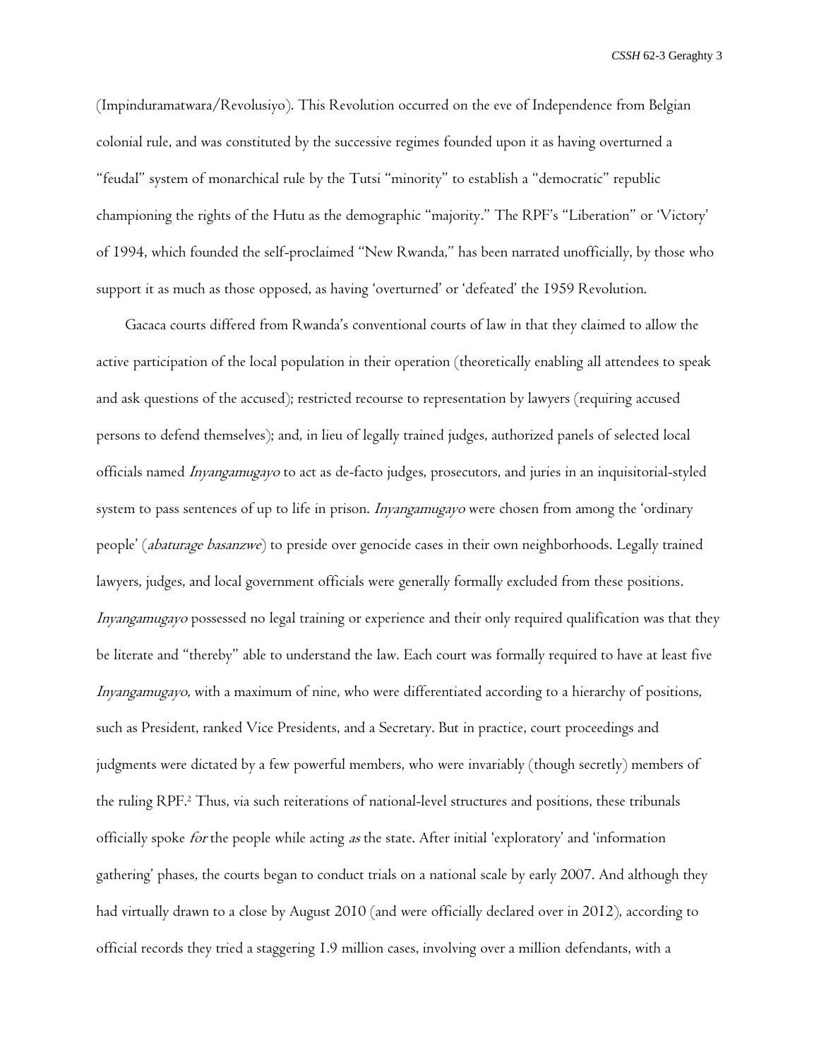(Impinduramatwara/Revolusiyo). This Revolution occurred on the eve of Independence from Belgian colonial rule, and was constituted by the successive regimes founded upon it as having overturned a "feudal" system of monarchical rule by the Tutsi "minority" to establish a "democratic" republic championing the rights of the Hutu as the demographic "majority." The RPF's "Liberation" or 'Victory' of 1994, which founded the self-proclaimed "New Rwanda," has been narrated unofficially, by those who support it as much as those opposed, as having 'overturned' or 'defeated' the 1959 Revolution.

Gacaca courts differed from Rwanda's conventional courts of law in that they claimed to allow the active participation of the local population in their operation (theoretically enabling all attendees to speak and ask questions of the accused); restricted recourse to representation by lawyers (requiring accused persons to defend themselves); and, in lieu of legally trained judges, authorized panels of selected local officials named *Inyangamugayo* to act as de-facto judges, prosecutors, and juries in an inquisitorial-styled system to pass sentences of up to life in prison. *Inyangamugayo* were chosen from among the 'ordinary people' (*abaturage basanzwe*) to preside over genocide cases in their own neighborhoods. Legally trained lawyers, judges, and local government officials were generally formally excluded from these positions. *Inyangamugayo* possessed no legal training or experience and their only required qualification was that they be literate and "thereby" able to understand the law. Each court was formally required to have at least five *Inyangamugayo*, with a maximum of nine, who were differentiated according to a hierarchy of positions, such as President, ranked Vice Presidents, and a Secretary. But in practice, court proceedings and judgments were dictated by a few powerful members, who were invariably (though secretly) members of the ruling RPF.[2] Thus, via such reiterations of national-level structures and positions, these tribunals officially spoke *for* the people while acting *as* the state. After initial 'exploratory' and 'information gathering' phases, the courts began to conduct trials on a national scale by early 2007. And although they had virtually drawn to a close by August 2010 (and were officially declared over in 2012), according to official records they tried a staggering 1.9 million cases, involving over a million defendants, with a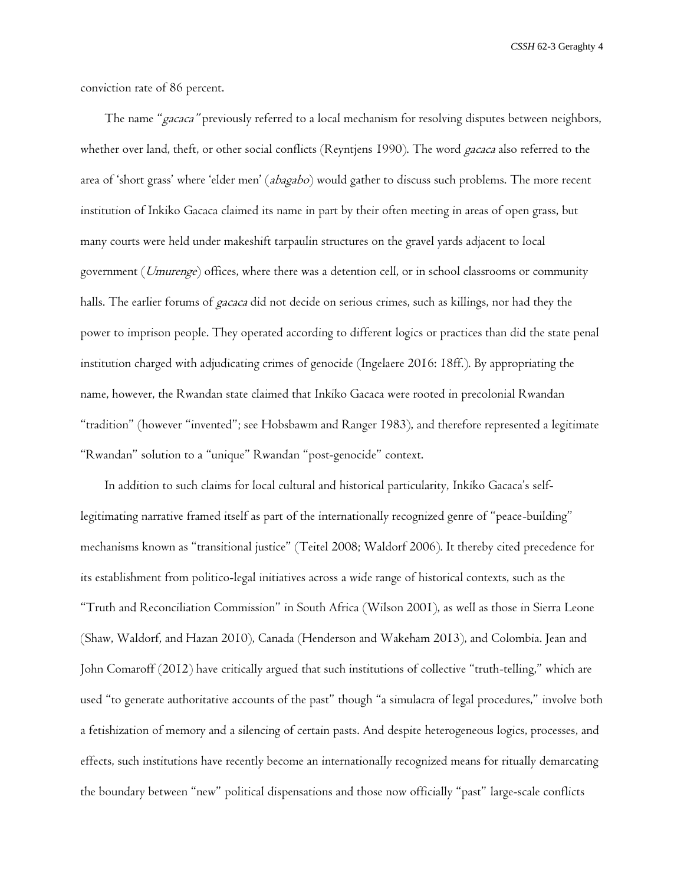conviction rate of 86 percent.

The name "*gacaca"* previously referred to a local mechanism for resolving disputes between neighbors, whether over land, theft, or other social conflicts (Reyntjens 1990). The word *gacaca* also referred to the area of 'short grass' where 'elder men' (*abagabo*) would gather to discuss such problems. The more recent institution of Inkiko Gacaca claimed its name in part by their often meeting in areas of open grass, but many courts were held under makeshift tarpaulin structures on the gravel yards adjacent to local government (*Umurenge*) offices, where there was a detention cell, or in school classrooms or community halls. The earlier forums of *gacaca* did not decide on serious crimes, such as killings, nor had they the power to imprison people. They operated according to different logics or practices than did the state penal institution charged with adjudicating crimes of genocide (Ingelaere 2016: 18ff.). By appropriating the name, however, the Rwandan state claimed that Inkiko Gacaca were rooted in precolonial Rwandan "tradition" (however "invented"; see Hobsbawm and Ranger 1983), and therefore represented a legitimate "Rwandan" solution to a "unique" Rwandan "post-genocide" context.

In addition to such claims for local cultural and historical particularity, Inkiko Gacaca's self-legitimating narrative framed itself as part of the internationally recognized genre of "peace-building" mechanisms known as "transitional justice" (Teitel 2008; Waldorf 2006). It thereby cited precedence for its establishment from politico-legal initiatives across a wide range of historical contexts, such as the "Truth and Reconciliation Commission" in South Africa (Wilson 2001), as well as those in Sierra Leone (Shaw, Waldorf, and Hazan 2010), Canada (Henderson and Wakeham 2013), and Colombia. Jean and John Comaroff (2012) have critically argued that such institutions of collective "truth-telling," which are used "to generate authoritative accounts of the past" though "a simulacra of legal procedures," involve both a fetishization of memory and a silencing of certain pasts. And despite heterogeneous logics, processes, and effects, such institutions have recently become an internationally recognized means for ritually demarcating the boundary between "new" political dispensations and those now officially "past" large-scale conflicts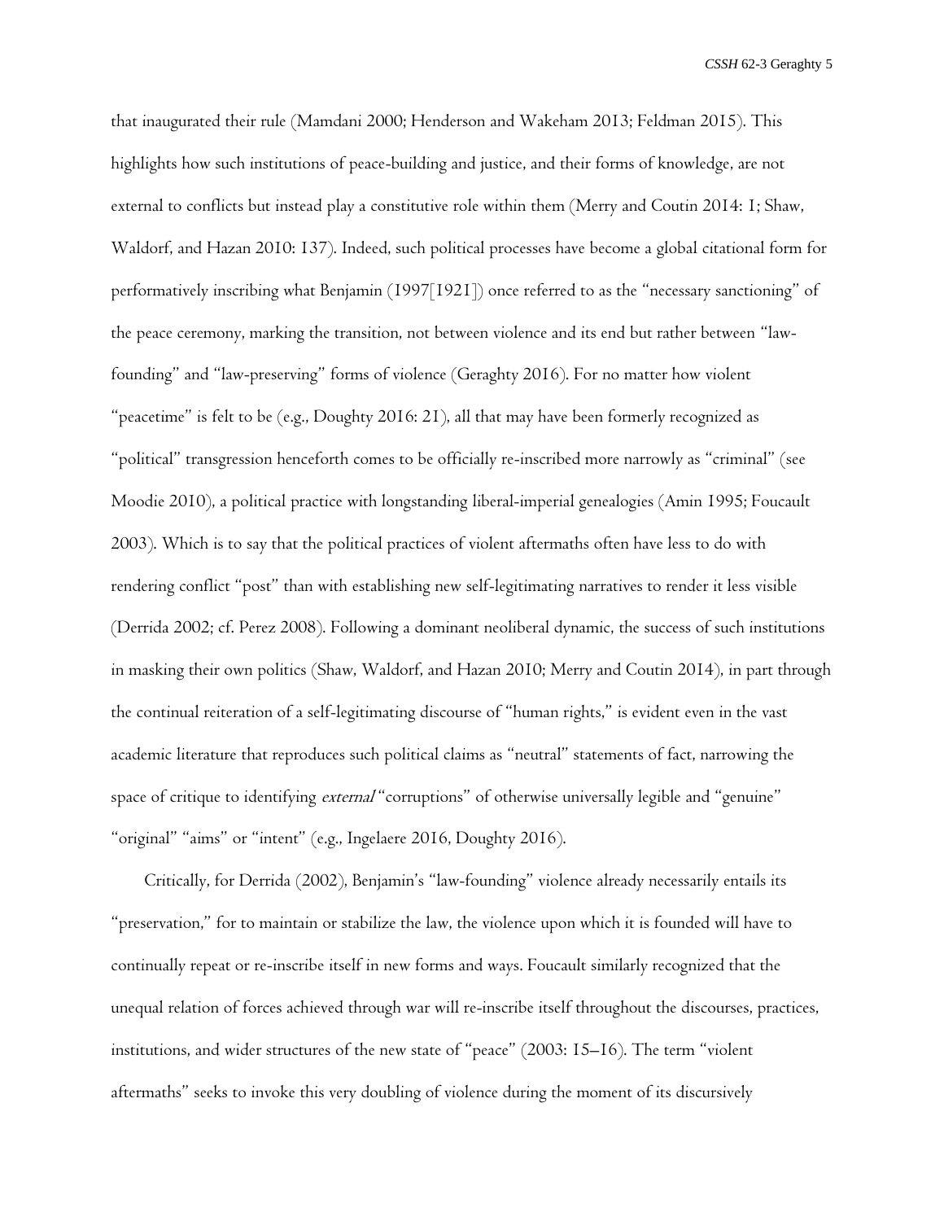that inaugurated their rule (Mamdani 2000; Henderson and Wakeham 2013; Feldman 2015). This highlights how such institutions of peace-building and justice, and their forms of knowledge, are not external to conflicts but instead play a constitutive role within them (Merry and Coutin 2014: 1; Shaw, Waldorf, and Hazan 2010: 137). Indeed, such political processes have become a global citational form for performatively inscribing what Benjamin (1997[1921]) once referred to as the "necessary sanctioning" of the peace ceremony, marking the transition, not between violence and its end but rather between "law-founding" and "law-preserving" forms of violence (Geraghty 2016). For no matter how violent "peacetime" is felt to be (e.g., Doughty 2016: 21), all that may have been formerly recognized as "political" transgression henceforth comes to be officially re-inscribed more narrowly as "criminal" (see Moodie 2010), a political practice with longstanding liberal-imperial genealogies (Amin 1995; Foucault 2003). Which is to say that the political practices of violent aftermaths often have less to do with rendering conflict "post" than with establishing new self-legitimating narratives to render it less visible (Derrida 2002; cf. Perez 2008). Following a dominant neoliberal dynamic, the success of such institutions in masking their own politics (Shaw, Waldorf, and Hazan 2010; Merry and Coutin 2014), in part through the continual reiteration of a self-legitimating discourse of "human rights," is evident even in the vast academic literature that reproduces such political claims as "neutral" statements of fact, narrowing the space of critique to identifying *external* "corruptions" of otherwise universally legible and "genuine" "original" "aims" or "intent" (e.g., Ingelaere 2016, Doughty 2016).

Critically, for Derrida (2002), Benjamin's "law-founding" violence already necessarily entails its "preservation," for to maintain or stabilize the law, the violence upon which it is founded will have to continually repeat or re-inscribe itself in new forms and ways. Foucault similarly recognized that the unequal relation of forces achieved through war will re-inscribe itself throughout the discourses, practices, institutions, and wider structures of the new state of "peace" (2003: 15–16). The term "violent aftermaths" seeks to invoke this very doubling of violence during the moment of its discursively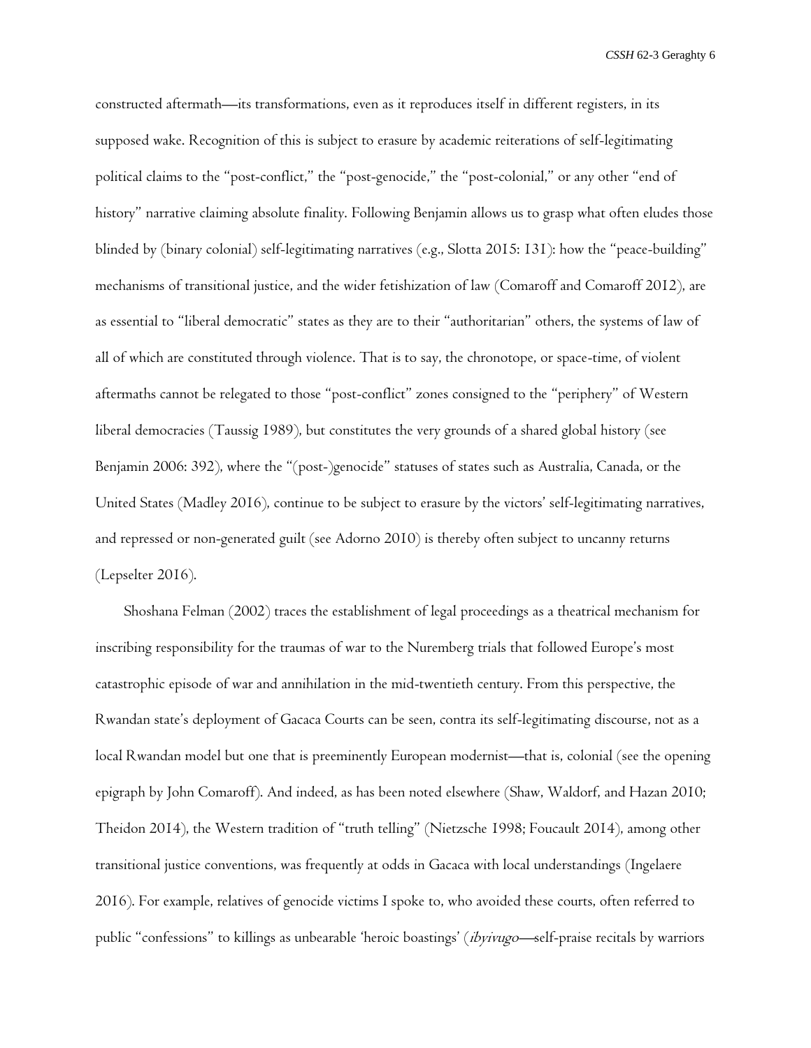constructed aftermath—its transformations, even as it reproduces itself in different registers, in its supposed wake. Recognition of this is subject to erasure by academic reiterations of self-legitimating political claims to the "post-conflict," the "post-genocide," the "post-colonial," or any other "end of history" narrative claiming absolute finality. Following Benjamin allows us to grasp what often eludes those blinded by (binary colonial) self-legitimating narratives (e.g., Slotta 2015: 131): how the "peace-building" mechanisms of transitional justice, and the wider fetishization of law (Comaroff and Comaroff 2012), are as essential to "liberal democratic" states as they are to their "authoritarian" others, the systems of law of all of which are constituted through violence. That is to say, the chronotope, or space-time, of violent aftermaths cannot be relegated to those "post-conflict" zones consigned to the "periphery" of Western liberal democracies (Taussig 1989), but constitutes the very grounds of a shared global history (see Benjamin 2006: 392), where the "(post-)genocide" statuses of states such as Australia, Canada, or the United States (Madley 2016), continue to be subject to erasure by the victors' self-legitimating narratives, and repressed or non-generated guilt (see Adorno 2010) is thereby often subject to uncanny returns (Lepselter 2016).

Shoshana Felman (2002) traces the establishment of legal proceedings as a theatrical mechanism for inscribing responsibility for the traumas of war to the Nuremberg trials that followed Europe's most catastrophic episode of war and annihilation in the mid-twentieth century. From this perspective, the Rwandan state's deployment of Gacaca Courts can be seen, contra its self-legitimating discourse, not as a local Rwandan model but one that is preeminently European modernist—that is, colonial (see the opening epigraph by John Comaroff). And indeed, as has been noted elsewhere (Shaw, Waldorf, and Hazan 2010; Theidon 2014), the Western tradition of "truth telling" (Nietzsche 1998; Foucault 2014), among other transitional justice conventions, was frequently at odds in Gacaca with local understandings (Ingelaere 2016). For example, relatives of genocide victims I spoke to, who avoided these courts, often referred to public "confessions" to killings as unbearable 'heroic boastings' (*ibyivugo*—self-praise recitals by warriors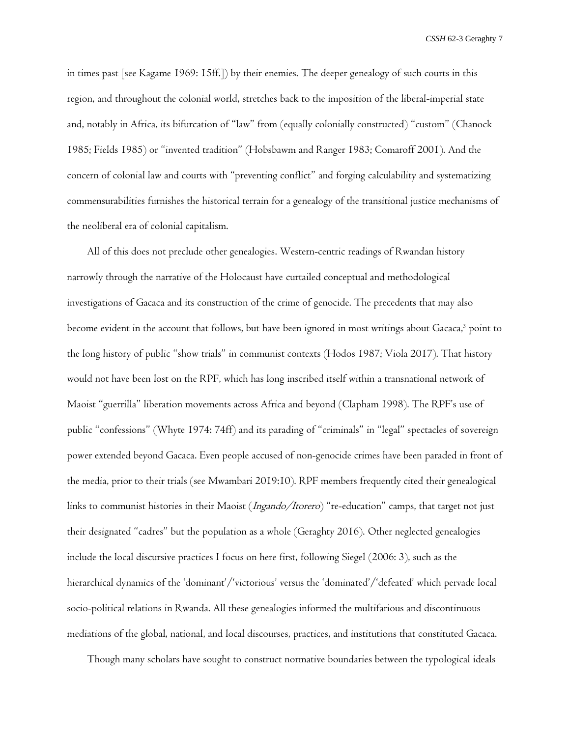in times past [see Kagame 1969: 15ff.]) by their enemies. The deeper genealogy of such courts in this region, and throughout the colonial world, stretches back to the imposition of the liberal-imperial state and, notably in Africa, its bifurcation of "law" from (equally colonially constructed) "custom" (Chanock 1985; Fields 1985) or "invented tradition" (Hobsbawm and Ranger 1983; Comaroff 2001). And the concern of colonial law and courts with "preventing conflict" and forging calculability and systematizing commensurabilities furnishes the historical terrain for a genealogy of the transitional justice mechanisms of the neoliberal era of colonial capitalism.

All of this does not preclude other genealogies. Western-centric readings of Rwandan history narrowly through the narrative of the Holocaust have curtailed conceptual and methodological investigations of Gacaca and its construction of the crime of genocide. The precedents that may also become evident in the account that follows, but have been ignored in most writings about Gacaca,[3] point to the long history of public "show trials" in communist contexts (Hodos 1987; Viola 2017). That history would not have been lost on the RPF, which has long inscribed itself within a transnational network of Maoist "guerrilla" liberation movements across Africa and beyond (Clapham 1998). The RPF's use of public "confessions" (Whyte 1974: 74ff) and its parading of "criminals" in "legal" spectacles of sovereign power extended beyond Gacaca. Even people accused of non-genocide crimes have been paraded in front of the media, prior to their trials (see Mwambari 2019:10). RPF members frequently cited their genealogical links to communist histories in their Maoist (*Ingando/Itorero*) "re-education" camps, that target not just their designated "cadres" but the population as a whole (Geraghty 2016). Other neglected genealogies include the local discursive practices I focus on here first, following Siegel (2006: 3), such as the hierarchical dynamics of the 'dominant'/'victorious' versus the 'dominated'/'defeated' which pervade local socio-political relations in Rwanda. All these genealogies informed the multifarious and discontinuous mediations of the global, national, and local discourses, practices, and institutions that constituted Gacaca.

Though many scholars have sought to construct normative boundaries between the typological ideals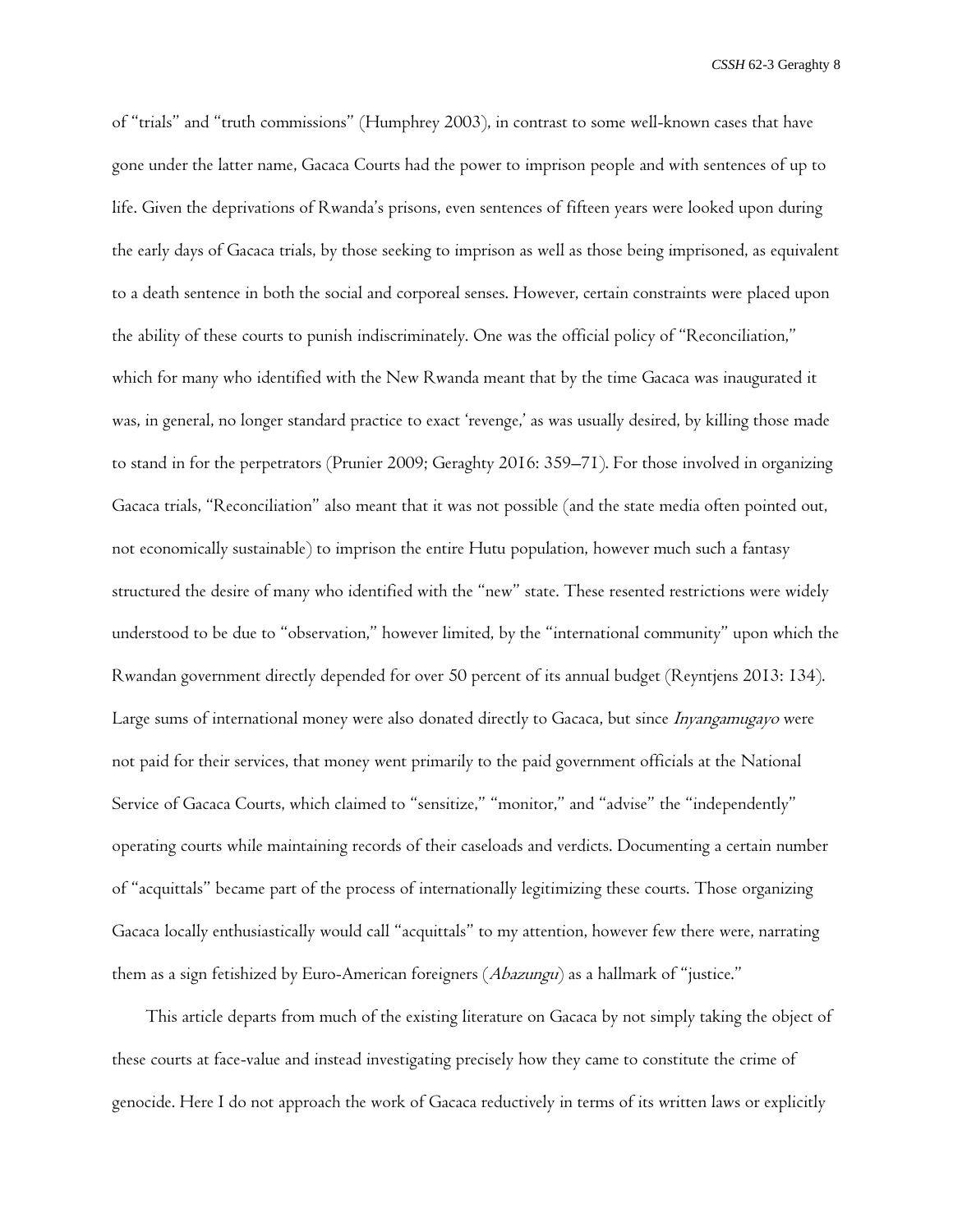of "trials" and "truth commissions" (Humphrey 2003), in contrast to some well-known cases that have gone under the latter name, Gacaca Courts had the power to imprison people and with sentences of up to life. Given the deprivations of Rwanda's prisons, even sentences of fifteen years were looked upon during the early days of Gacaca trials, by those seeking to imprison as well as those being imprisoned, as equivalent to a death sentence in both the social and corporeal senses. However, certain constraints were placed upon the ability of these courts to punish indiscriminately. One was the official policy of "Reconciliation," which for many who identified with the New Rwanda meant that by the time Gacaca was inaugurated it was, in general, no longer standard practice to exact 'revenge,' as was usually desired, by killing those made to stand in for the perpetrators (Prunier 2009; Geraghty 2016: 359–71). For those involved in organizing Gacaca trials, "Reconciliation" also meant that it was not possible (and the state media often pointed out, not economically sustainable) to imprison the entire Hutu population, however much such a fantasy structured the desire of many who identified with the "new" state. These resented restrictions were widely understood to be due to "observation," however limited, by the "international community" upon which the Rwandan government directly depended for over 50 percent of its annual budget (Reyntjens 2013: 134). Large sums of international money were also donated directly to Gacaca, but since *Inyangamugayo* were not paid for their services, that money went primarily to the paid government officials at the National Service of Gacaca Courts, which claimed to "sensitize," "monitor," and "advise" the "independently" operating courts while maintaining records of their caseloads and verdicts. Documenting a certain number of "acquittals" became part of the process of internationally legitimizing these courts. Those organizing Gacaca locally enthusiastically would call "acquittals" to my attention, however few there were, narrating them as a sign fetishized by Euro-American foreigners (*Abazungu*) as a hallmark of "justice."

This article departs from much of the existing literature on Gacaca by not simply taking the object of these courts at face-value and instead investigating precisely how they came to constitute the crime of genocide. Here I do not approach the work of Gacaca reductively in terms of its written laws or explicitly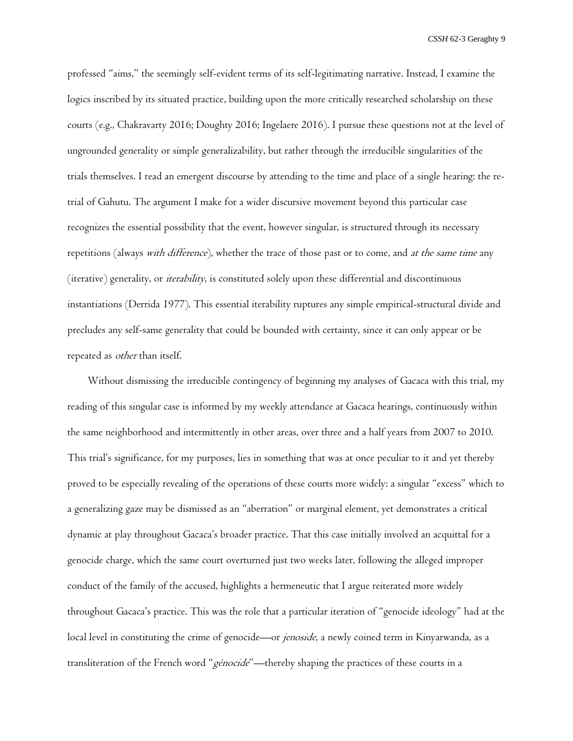professed "aims," the seemingly self-evident terms of its self-legitimating narrative. Instead, I examine the logics inscribed by its situated practice, building upon the more critically researched scholarship on these courts (e.g., Chakravarty 2016; Doughty 2016; Ingelaere 2016). I pursue these questions not at the level of ungrounded generality or simple generalizability, but rather through the irreducible singularities of the trials themselves. I read an emergent discourse by attending to the time and place of a single hearing: the re-trial of Gahutu. The argument I make for a wider discursive movement beyond this particular case recognizes the essential possibility that the event, however singular, is structured through its necessary repetitions (always *with difference*), whether the trace of those past or to come, and *at the same time* any (iterative) generality, or *iterability*, is constituted solely upon these differential and discontinuous instantiations (Derrida 1977). This essential iterability ruptures any simple empirical-structural divide and precludes any self-same generality that could be bounded with certainty, since it can only appear or be repeated as *other* than itself.

Without dismissing the irreducible contingency of beginning my analyses of Gacaca with this trial, my reading of this singular case is informed by my weekly attendance at Gacaca hearings, continuously within the same neighborhood and intermittently in other areas, over three and a half years from 2007 to 2010. This trial's significance, for my purposes, lies in something that was at once peculiar to it and yet thereby proved to be especially revealing of the operations of these courts more widely: a singular "excess" which to a generalizing gaze may be dismissed as an "aberration" or marginal element, yet demonstrates a critical dynamic at play throughout Gacaca's broader practice. That this case initially involved an acquittal for a genocide charge, which the same court overturned just two weeks later, following the alleged improper conduct of the family of the accused, highlights a hermeneutic that I argue reiterated more widely throughout Gacaca's practice. This was the role that a particular iteration of "genocide ideology" had at the local level in constituting the crime of genocide—or *jenoside*, a newly coined term in Kinyarwanda, as a transliteration of the French word "*génocide*"—thereby shaping the practices of these courts in a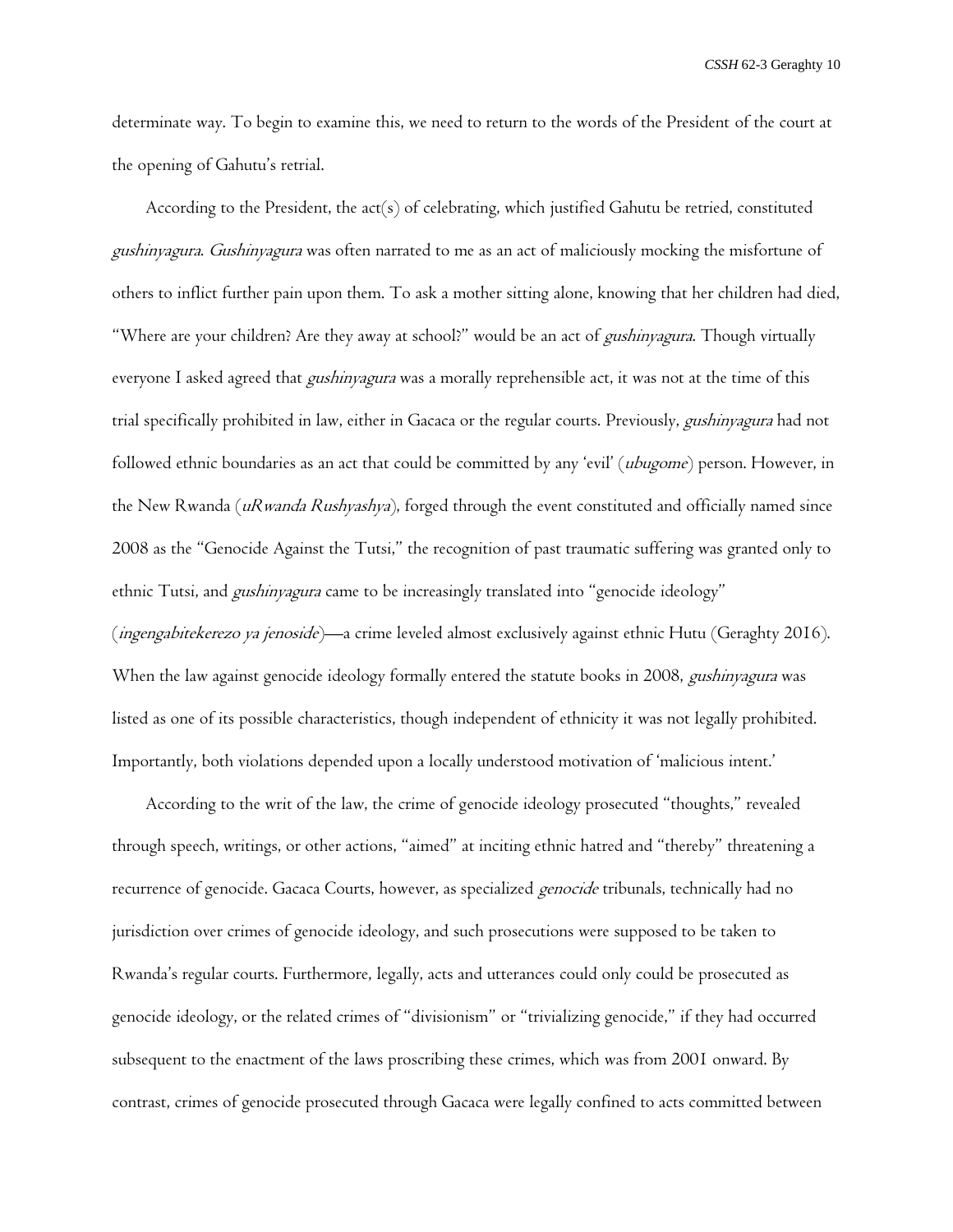determinate way. To begin to examine this, we need to return to the words of the President of the court at the opening of Gahutu's retrial.

According to the President, the act(s) of celebrating, which justified Gahutu be retried, constituted *gushinyagura*. *Gushinyagura* was often narrated to me as an act of maliciously mocking the misfortune of others to inflict further pain upon them. To ask a mother sitting alone, knowing that her children had died, "Where are your children? Are they away at school?" would be an act of *gushinyagura*. Though virtually everyone I asked agreed that *gushinyagura* was a morally reprehensible act, it was not at the time of this trial specifically prohibited in law, either in Gacaca or the regular courts. Previously, *gushinyagura* had not followed ethnic boundaries as an act that could be committed by any 'evil' (*ubugome*) person. However, in the New Rwanda (*uRwanda Rushyashya*), forged through the event constituted and officially named since 2008 as the "Genocide Against the Tutsi," the recognition of past traumatic suffering was granted only to ethnic Tutsi, and *gushinyagura* came to be increasingly translated into "genocide ideology" (*ingengabitekerezo ya jenoside*)—a crime leveled almost exclusively against ethnic Hutu (Geraghty 2016). When the law against genocide ideology formally entered the statute books in 2008, *gushinyagura* was listed as one of its possible characteristics, though independent of ethnicity it was not legally prohibited. Importantly, both violations depended upon a locally understood motivation of 'malicious intent.'

According to the writ of the law, the crime of genocide ideology prosecuted "thoughts," revealed through speech, writings, or other actions, "aimed" at inciting ethnic hatred and "thereby" threatening a recurrence of genocide. Gacaca Courts, however, as specialized *genocide* tribunals, technically had no jurisdiction over crimes of genocide ideology, and such prosecutions were supposed to be taken to Rwanda's regular courts. Furthermore, legally, acts and utterances could only could be prosecuted as genocide ideology, or the related crimes of "divisionism" or "trivializing genocide," if they had occurred subsequent to the enactment of the laws proscribing these crimes, which was from 2001 onward. By contrast, crimes of genocide prosecuted through Gacaca were legally confined to acts committed between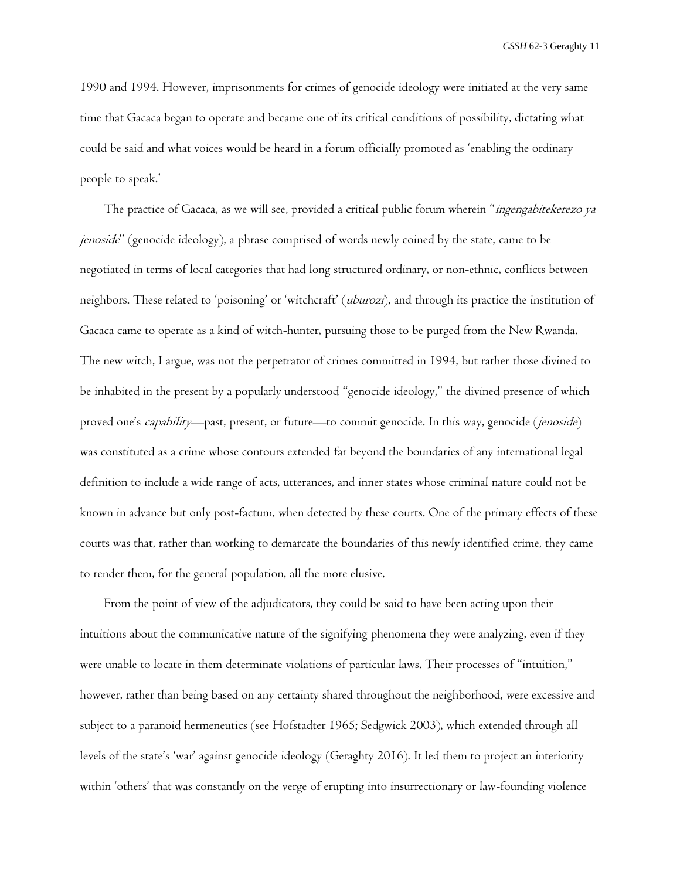1990 and 1994. However, imprisonments for crimes of genocide ideology were initiated at the very same time that Gacaca began to operate and became one of its critical conditions of possibility, dictating what could be said and what voices would be heard in a forum officially promoted as 'enabling the ordinary people to speak.'

The practice of Gacaca, as we will see, provided a critical public forum wherein "*ingengabitekerezo ya jenoside*" (genocide ideology), a phrase comprised of words newly coined by the state, came to be negotiated in terms of local categories that had long structured ordinary, or non-ethnic, conflicts between neighbors. These related to 'poisoning' or 'witchcraft' (*uburozi*), and through its practice the institution of Gacaca came to operate as a kind of witch-hunter, pursuing those to be purged from the New Rwanda. The new witch, I argue, was not the perpetrator of crimes committed in 1994, but rather those divined to be inhabited in the present by a popularly understood "genocide ideology," the divined presence of which proved one's *capability*—past, present, or future—to commit genocide. In this way, genocide (*jenoside*) was constituted as a crime whose contours extended far beyond the boundaries of any international legal definition to include a wide range of acts, utterances, and inner states whose criminal nature could not be known in advance but only post-factum, when detected by these courts. One of the primary effects of these courts was that, rather than working to demarcate the boundaries of this newly identified crime, they came to render them, for the general population, all the more elusive.

From the point of view of the adjudicators, they could be said to have been acting upon their intuitions about the communicative nature of the signifying phenomena they were analyzing, even if they were unable to locate in them determinate violations of particular laws. Their processes of "intuition," however, rather than being based on any certainty shared throughout the neighborhood, were excessive and subject to a paranoid hermeneutics (see Hofstadter 1965; Sedgwick 2003), which extended through all levels of the state's 'war' against genocide ideology (Geraghty 2016). It led them to project an interiority within 'others' that was constantly on the verge of erupting into insurrectionary or law-founding violence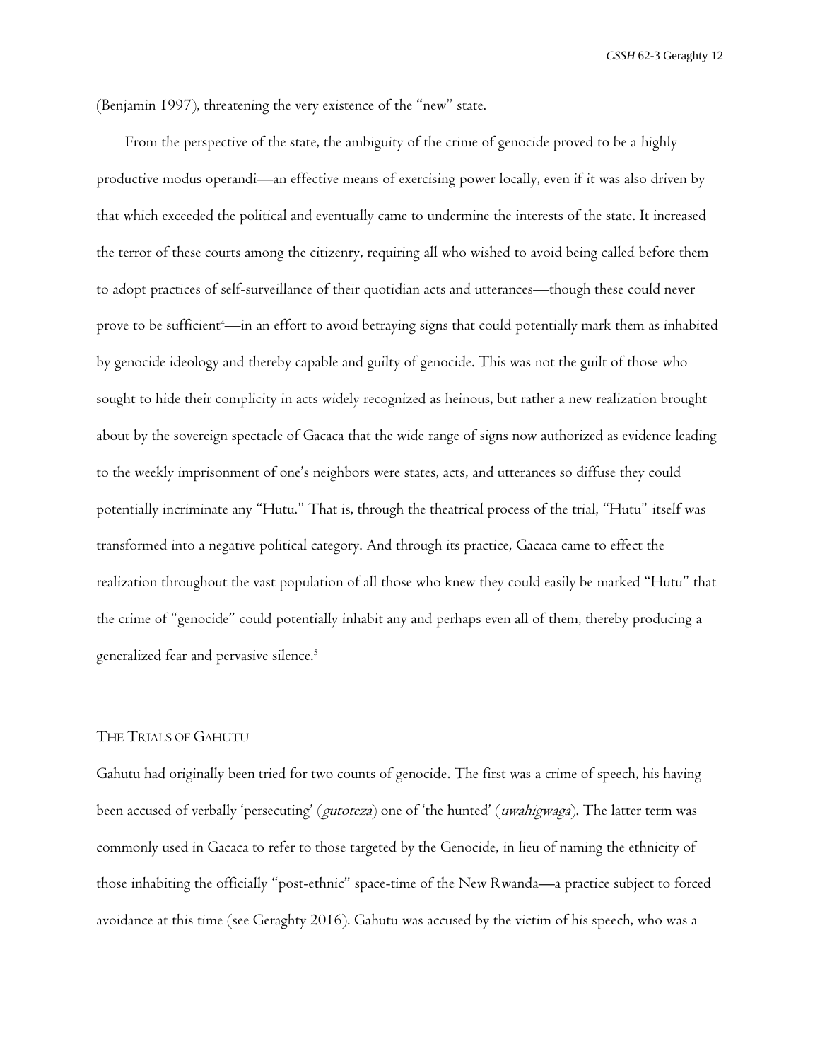(Benjamin 1997), threatening the very existence of the "new" state.

From the perspective of the state, the ambiguity of the crime of genocide proved to be a highly productive modus operandi—an effective means of exercising power locally, even if it was also driven by that which exceeded the political and eventually came to undermine the interests of the state. It increased the terror of these courts among the citizenry, requiring all who wished to avoid being called before them to adopt practices of self-surveillance of their quotidian acts and utterances—though these could never prove to be sufficient[4]—in an effort to avoid betraying signs that could potentially mark them as inhabited by genocide ideology and thereby capable and guilty of genocide. This was not the guilt of those who sought to hide their complicity in acts widely recognized as heinous, but rather a new realization brought about by the sovereign spectacle of Gacaca that the wide range of signs now authorized as evidence leading to the weekly imprisonment of one's neighbors were states, acts, and utterances so diffuse they could potentially incriminate any "Hutu." That is, through the theatrical process of the trial, "Hutu" itself was transformed into a negative political category. And through its practice, Gacaca came to effect the realization throughout the vast population of all those who knew they could easily be marked "Hutu" that the crime of "genocide" could potentially inhabit any and perhaps even all of them, thereby producing a generalized fear and pervasive silence.[5]

## The Trials of Gahutu

Gahutu had originally been tried for two counts of genocide. The first was a crime of speech, his having been accused of verbally 'persecuting' (*gutoteza*) one of 'the hunted' (*uwahigwaga*). The latter term was commonly used in Gacaca to refer to those targeted by the Genocide, in lieu of naming the ethnicity of those inhabiting the officially "post-ethnic" space-time of the New Rwanda—a practice subject to forced avoidance at this time (see Geraghty 2016). Gahutu was accused by the victim of his speech, who was a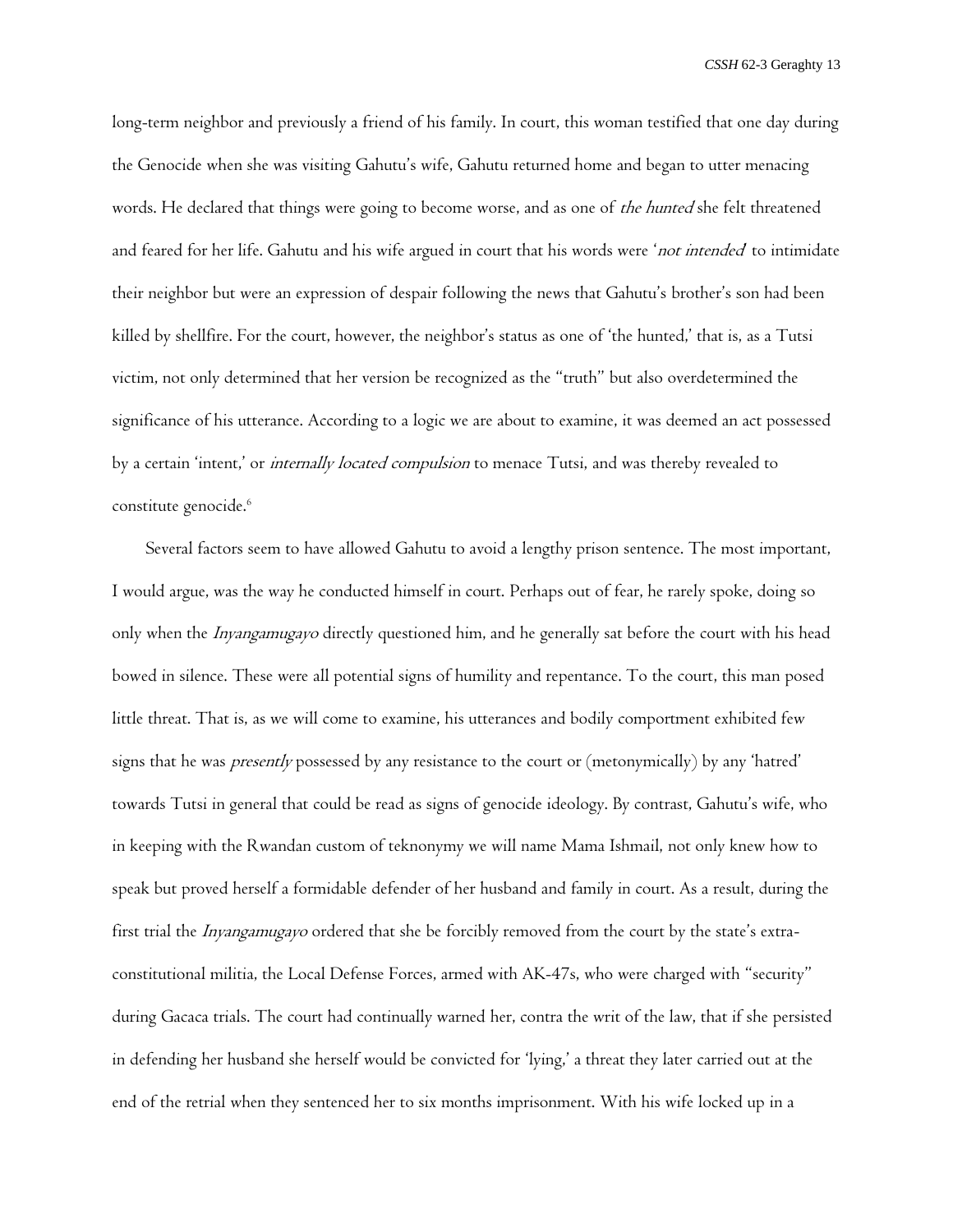long-term neighbor and previously a friend of his family. In court, this woman testified that one day during the Genocide when she was visiting Gahutu's wife, Gahutu returned home and began to utter menacing words. He declared that things were going to become worse, and as one of *the hunted* she felt threatened and feared for her life. Gahutu and his wife argued in court that his words were '*not intended*' to intimidate their neighbor but were an expression of despair following the news that Gahutu's brother's son had been killed by shellfire. For the court, however, the neighbor's status as one of 'the hunted,' that is, as a Tutsi victim, not only determined that her version be recognized as the "truth" but also overdetermined the significance of his utterance. According to a logic we are about to examine, it was deemed an act possessed by a certain 'intent,' or *internally located compulsion* to menace Tutsi, and was thereby revealed to constitute genocide.[6]

Several factors seem to have allowed Gahutu to avoid a lengthy prison sentence. The most important, I would argue, was the way he conducted himself in court. Perhaps out of fear, he rarely spoke, doing so only when the *Inyangamugayo* directly questioned him, and he generally sat before the court with his head bowed in silence. These were all potential signs of humility and repentance. To the court, this man posed little threat. That is, as we will come to examine, his utterances and bodily comportment exhibited few signs that he was *presently* possessed by any resistance to the court or (metonymically) by any 'hatred' towards Tutsi in general that could be read as signs of genocide ideology. By contrast, Gahutu's wife, who in keeping with the Rwandan custom of teknonymy we will name Mama Ishmail, not only knew how to speak but proved herself a formidable defender of her husband and family in court. As a result, during the first trial the *Inyangamugayo* ordered that she be forcibly removed from the court by the state's extra-constitutional militia, the Local Defense Forces, armed with AK-47s, who were charged with "security" during Gacaca trials. The court had continually warned her, contra the writ of the law, that if she persisted in defending her husband she herself would be convicted for 'lying,' a threat they later carried out at the end of the retrial when they sentenced her to six months imprisonment. With his wife locked up in a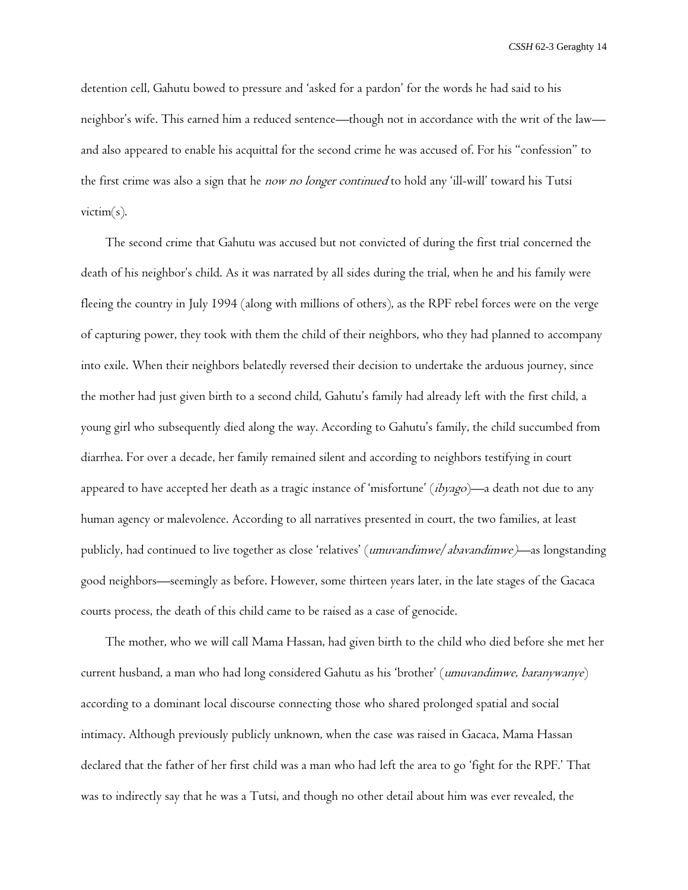detention cell, Gahutu bowed to pressure and 'asked for a pardon' for the words he had said to his neighbor's wife. This earned him a reduced sentence—though not in accordance with the writ of the law—and also appeared to enable his acquittal for the second crime he was accused of. For his "confession" to the first crime was also a sign that he *now no longer continued* to hold any 'ill-will' toward his Tutsi victim(s).

The second crime that Gahutu was accused but not convicted of during the first trial concerned the death of his neighbor's child. As it was narrated by all sides during the trial, when he and his family were fleeing the country in July 1994 (along with millions of others), as the RPF rebel forces were on the verge of capturing power, they took with them the child of their neighbors, who they had planned to accompany into exile. When their neighbors belatedly reversed their decision to undertake the arduous journey, since the mother had just given birth to a second child, Gahutu's family had already left with the first child, a young girl who subsequently died along the way. According to Gahutu's family, the child succumbed from diarrhea. For over a decade, her family remained silent and according to neighbors testifying in court appeared to have accepted her death as a tragic instance of 'misfortune' (*ibyago*)—a death not due to any human agency or malevolence. According to all narratives presented in court, the two families, at least publicly, had continued to live together as close 'relatives' (*umuvandimwe/abavandimwe)*—as longstanding good neighbors—seemingly as before. However, some thirteen years later, in the late stages of the Gacaca courts process, the death of this child came to be raised as a case of genocide.

The mother, who we will call Mama Hassan, had given birth to the child who died before she met her current husband, a man who had long considered Gahutu as his 'brother' (*umuvandimwe, baranywanye*) according to a dominant local discourse connecting those who shared prolonged spatial and social intimacy. Although previously publicly unknown, when the case was raised in Gacaca, Mama Hassan declared that the father of her first child was a man who had left the area to go 'fight for the RPF.' That was to indirectly say that he was a Tutsi, and though no other detail about him was ever revealed, the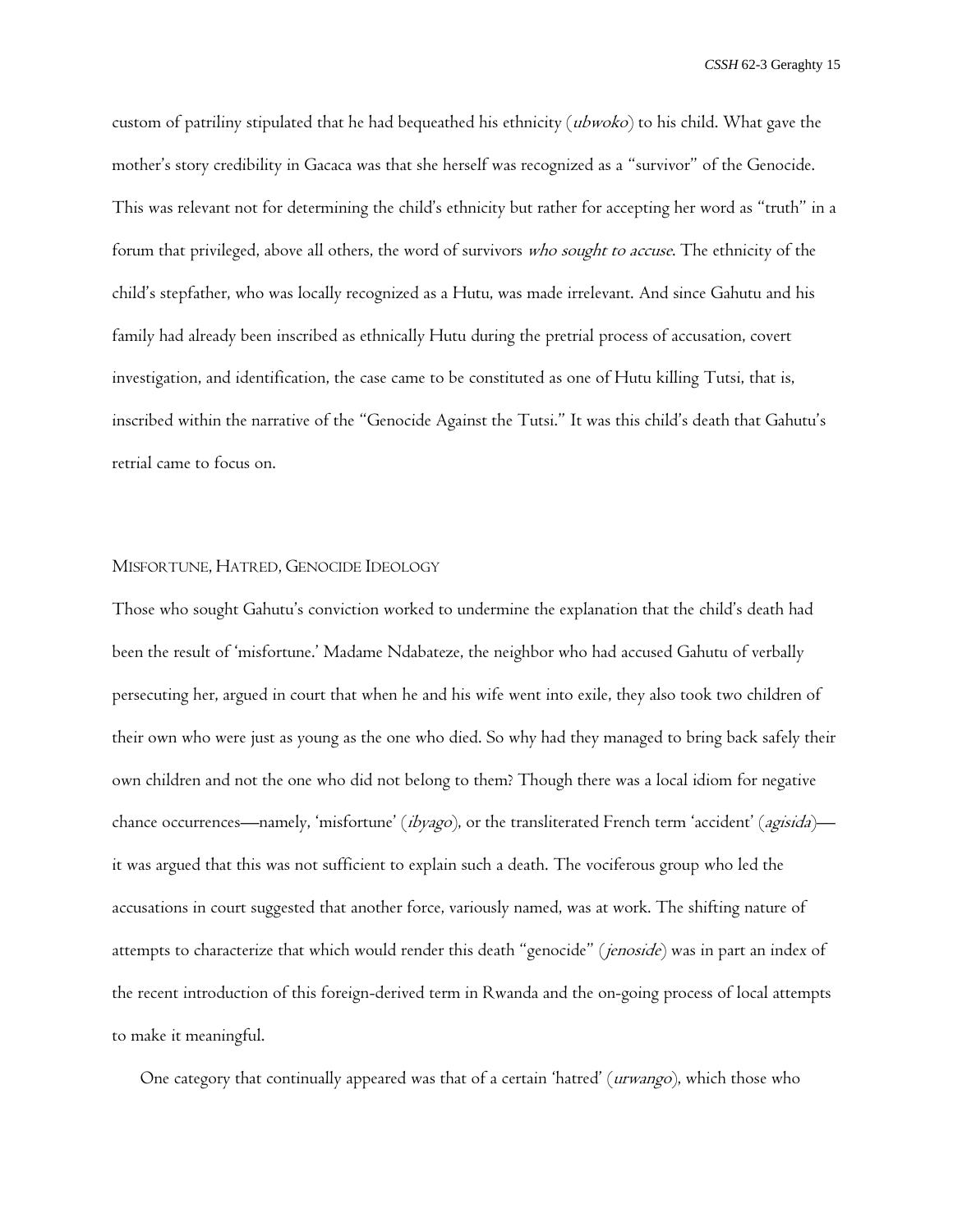custom of patriliny stipulated that he had bequeathed his ethnicity (*ubwoko*) to his child. What gave the mother's story credibility in Gacaca was that she herself was recognized as a "survivor" of the Genocide. This was relevant not for determining the child's ethnicity but rather for accepting her word as "truth" in a forum that privileged, above all others, the word of survivors *who sought to accuse*. The ethnicity of the child's stepfather, who was locally recognized as a Hutu, was made irrelevant. And since Gahutu and his family had already been inscribed as ethnically Hutu during the pretrial process of accusation, covert investigation, and identification, the case came to be constituted as one of Hutu killing Tutsi, that is, inscribed within the narrative of the "Genocide Against the Tutsi." It was this child's death that Gahutu's retrial came to focus on.

## Misfortune, Hatred, Genocide Ideology

Those who sought Gahutu's conviction worked to undermine the explanation that the child's death had been the result of 'misfortune.' Madame Ndabateze, the neighbor who had accused Gahutu of verbally persecuting her, argued in court that when he and his wife went into exile, they also took two children of their own who were just as young as the one who died. So why had they managed to bring back safely their own children and not the one who did not belong to them? Though there was a local idiom for negative chance occurrences—namely, 'misfortune' (*ibyago*), or the transliterated French term 'accident' (*agisida*)—it was argued that this was not sufficient to explain such a death. The vociferous group who led the accusations in court suggested that another force, variously named, was at work. The shifting nature of attempts to characterize that which would render this death "genocide" (*jenoside*) was in part an index of the recent introduction of this foreign-derived term in Rwanda and the on-going process of local attempts to make it meaningful.

One category that continually appeared was that of a certain 'hatred' (*urwango*), which those who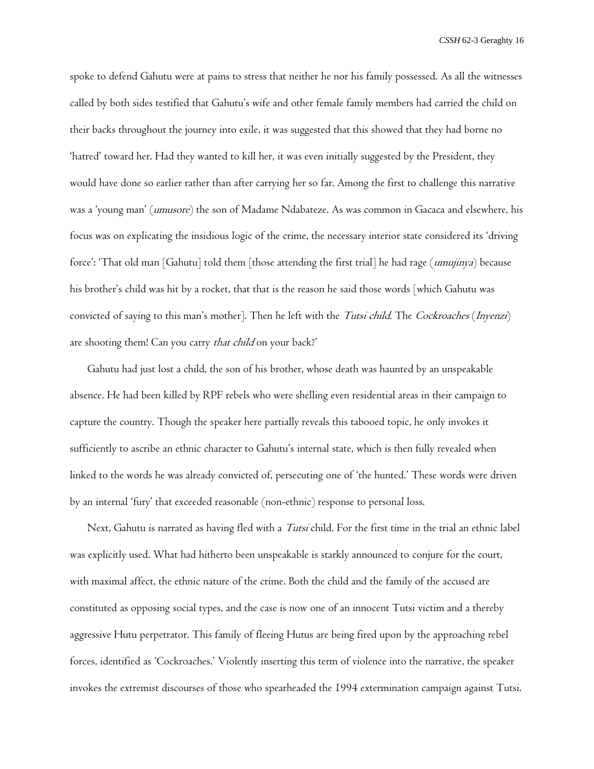spoke to defend Gahutu were at pains to stress that neither he nor his family possessed. As all the witnesses called by both sides testified that Gahutu's wife and other female family members had carried the child on their backs throughout the journey into exile, it was suggested that this showed that they had borne no 'hatred' toward her. Had they wanted to kill her, it was even initially suggested by the President, they would have done so earlier rather than after carrying her so far. Among the first to challenge this narrative was a 'young man' (*umusore*) the son of Madame Ndabateze. As was common in Gacaca and elsewhere, his focus was on explicating the insidious logic of the crime, the necessary interior state considered its 'driving force': 'That old man [Gahutu] told them [those attending the first trial] he had rage (*umujinya*) because his brother's child was hit by a rocket, that that is the reason he said those words [which Gahutu was convicted of saying to this man's mother]. Then he left with the *Tutsi child*. The *Cockroaches* (*Inyenzi*) are shooting them! Can you carry *that child* on your back?'

Gahutu had just lost a child, the son of his brother, whose death was haunted by an unspeakable absence. He had been killed by RPF rebels who were shelling even residential areas in their campaign to capture the country. Though the speaker here partially reveals this tabooed topic, he only invokes it sufficiently to ascribe an ethnic character to Gahutu's internal state, which is then fully revealed when linked to the words he was already convicted of, persecuting one of 'the hunted.' These words were driven by an internal 'fury' that exceeded reasonable (non-ethnic) response to personal loss.

Next, Gahutu is narrated as having fled with a *Tutsi* child. For the first time in the trial an ethnic label was explicitly used. What had hitherto been unspeakable is starkly announced to conjure for the court, with maximal affect, the ethnic nature of the crime. Both the child and the family of the accused are constituted as opposing social types, and the case is now one of an innocent Tutsi victim and a thereby aggressive Hutu perpetrator. This family of fleeing Hutus are being fired upon by the approaching rebel forces, identified as 'Cockroaches.' Violently inserting this term of violence into the narrative, the speaker invokes the extremist discourses of those who spearheaded the 1994 extermination campaign against Tutsi.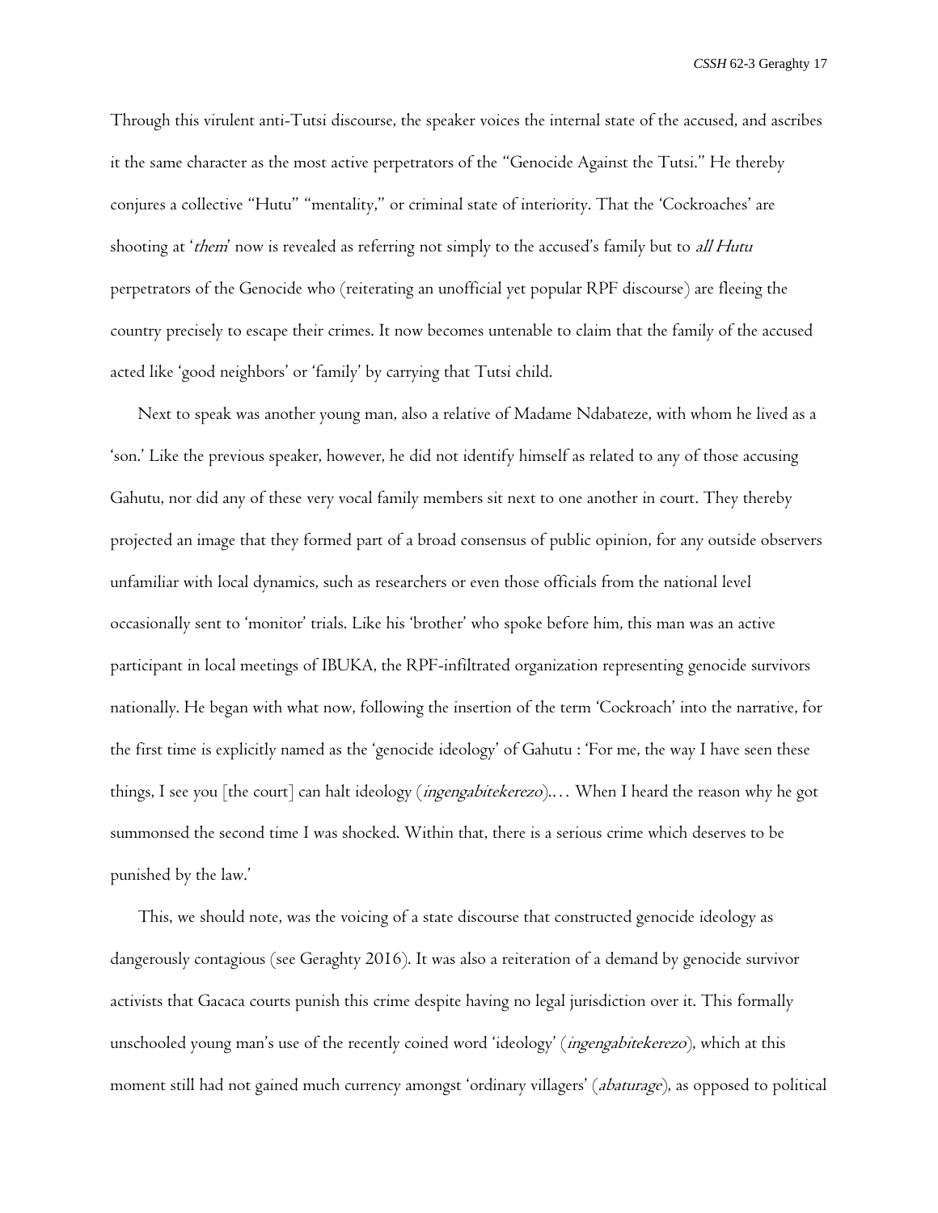Through this virulent anti-Tutsi discourse, the speaker voices the internal state of the accused, and ascribes it the same character as the most active perpetrators of the "Genocide Against the Tutsi." He thereby conjures a collective "Hutu" "mentality," or criminal state of interiority. That the 'Cockroaches' are shooting at '*them*' now is revealed as referring not simply to the accused's family but to *all Hutu* perpetrators of the Genocide who (reiterating an unofficial yet popular RPF discourse) are fleeing the country precisely to escape their crimes. It now becomes untenable to claim that the family of the accused acted like 'good neighbors' or 'family' by carrying that Tutsi child.

Next to speak was another young man, also a relative of Madame Ndabateze, with whom he lived as a 'son.' Like the previous speaker, however, he did not identify himself as related to any of those accusing Gahutu, nor did any of these very vocal family members sit next to one another in court. They thereby projected an image that they formed part of a broad consensus of public opinion, for any outside observers unfamiliar with local dynamics, such as researchers or even those officials from the national level occasionally sent to 'monitor' trials. Like his 'brother' who spoke before him, this man was an active participant in local meetings of IBUKA, the RPF-infiltrated organization representing genocide survivors nationally. He began with what now, following the insertion of the term 'Cockroach' into the narrative, for the first time is explicitly named as the 'genocide ideology' of Gahutu : 'For me, the way I have seen these things, I see you [the court] can halt ideology (*ingengabitekerezo*).… When I heard the reason why he got summonsed the second time I was shocked. Within that, there is a serious crime which deserves to be punished by the law.'

This, we should note, was the voicing of a state discourse that constructed genocide ideology as dangerously contagious (see Geraghty 2016). It was also a reiteration of a demand by genocide survivor activists that Gacaca courts punish this crime despite having no legal jurisdiction over it. This formally unschooled young man's use of the recently coined word 'ideology' (*ingengabitekerezo*), which at this moment still had not gained much currency amongst 'ordinary villagers' (*abaturage*), as opposed to political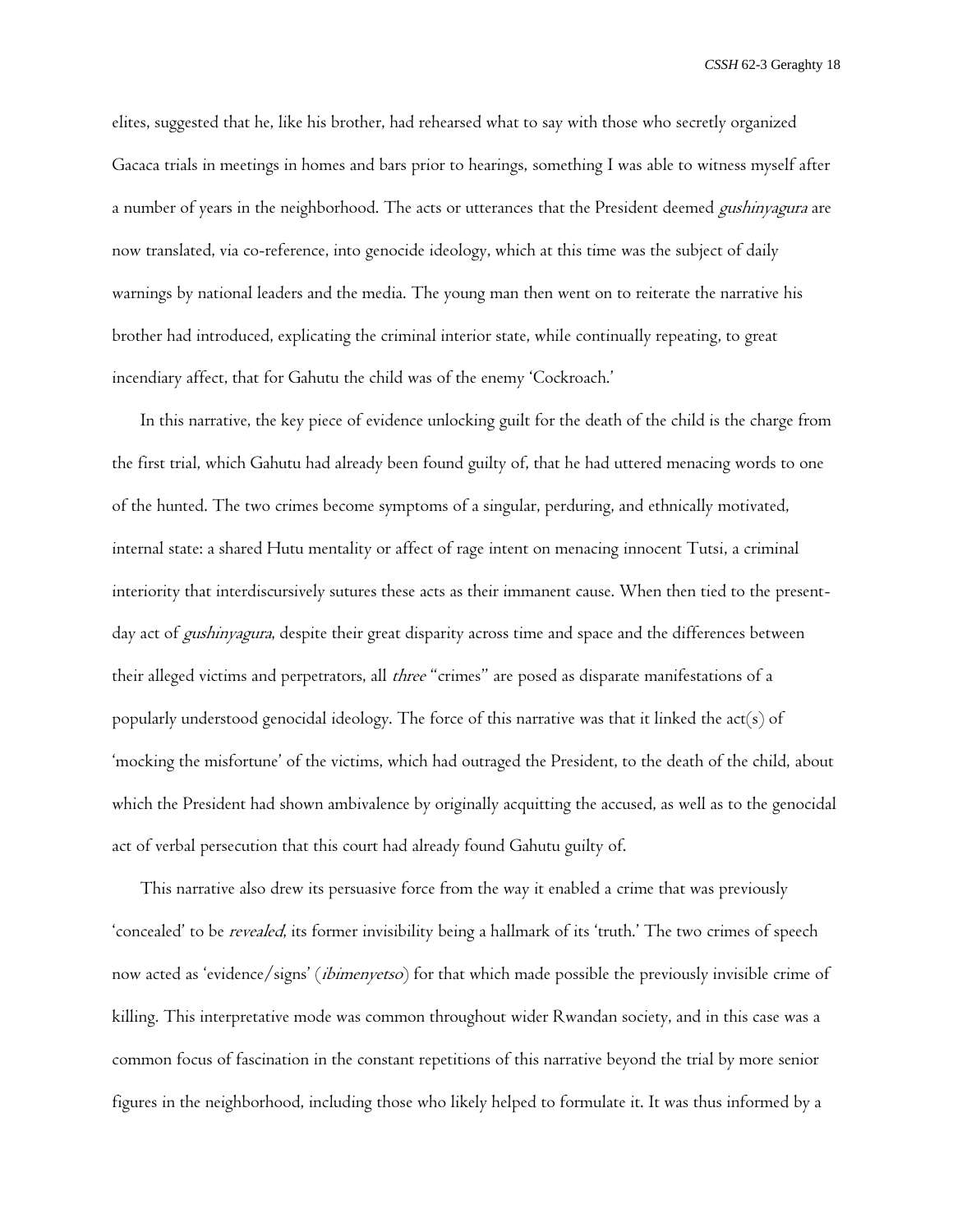elites, suggested that he, like his brother, had rehearsed what to say with those who secretly organized Gacaca trials in meetings in homes and bars prior to hearings, something I was able to witness myself after a number of years in the neighborhood. The acts or utterances that the President deemed *gushinyagura* are now translated, via co-reference, into genocide ideology, which at this time was the subject of daily warnings by national leaders and the media. The young man then went on to reiterate the narrative his brother had introduced, explicating the criminal interior state, while continually repeating, to great incendiary affect, that for Gahutu the child was of the enemy 'Cockroach.'

In this narrative, the key piece of evidence unlocking guilt for the death of the child is the charge from the first trial, which Gahutu had already been found guilty of, that he had uttered menacing words to one of the hunted. The two crimes become symptoms of a singular, perduring, and ethnically motivated, internal state: a shared Hutu mentality or affect of rage intent on menacing innocent Tutsi, a criminal interiority that interdiscursively sutures these acts as their immanent cause. When then tied to the present-day act of *gushinyagura*, despite their great disparity across time and space and the differences between their alleged victims and perpetrators, all *three* "crimes" are posed as disparate manifestations of a popularly understood genocidal ideology. The force of this narrative was that it linked the act(s) of 'mocking the misfortune' of the victims, which had outraged the President, to the death of the child, about which the President had shown ambivalence by originally acquitting the accused, as well as to the genocidal act of verbal persecution that this court had already found Gahutu guilty of.

This narrative also drew its persuasive force from the way it enabled a crime that was previously 'concealed' to be *revealed*, its former invisibility being a hallmark of its 'truth.' The two crimes of speech now acted as 'evidence/signs' (*ibimenyetso*) for that which made possible the previously invisible crime of killing. This interpretative mode was common throughout wider Rwandan society, and in this case was a common focus of fascination in the constant repetitions of this narrative beyond the trial by more senior figures in the neighborhood, including those who likely helped to formulate it. It was thus informed by a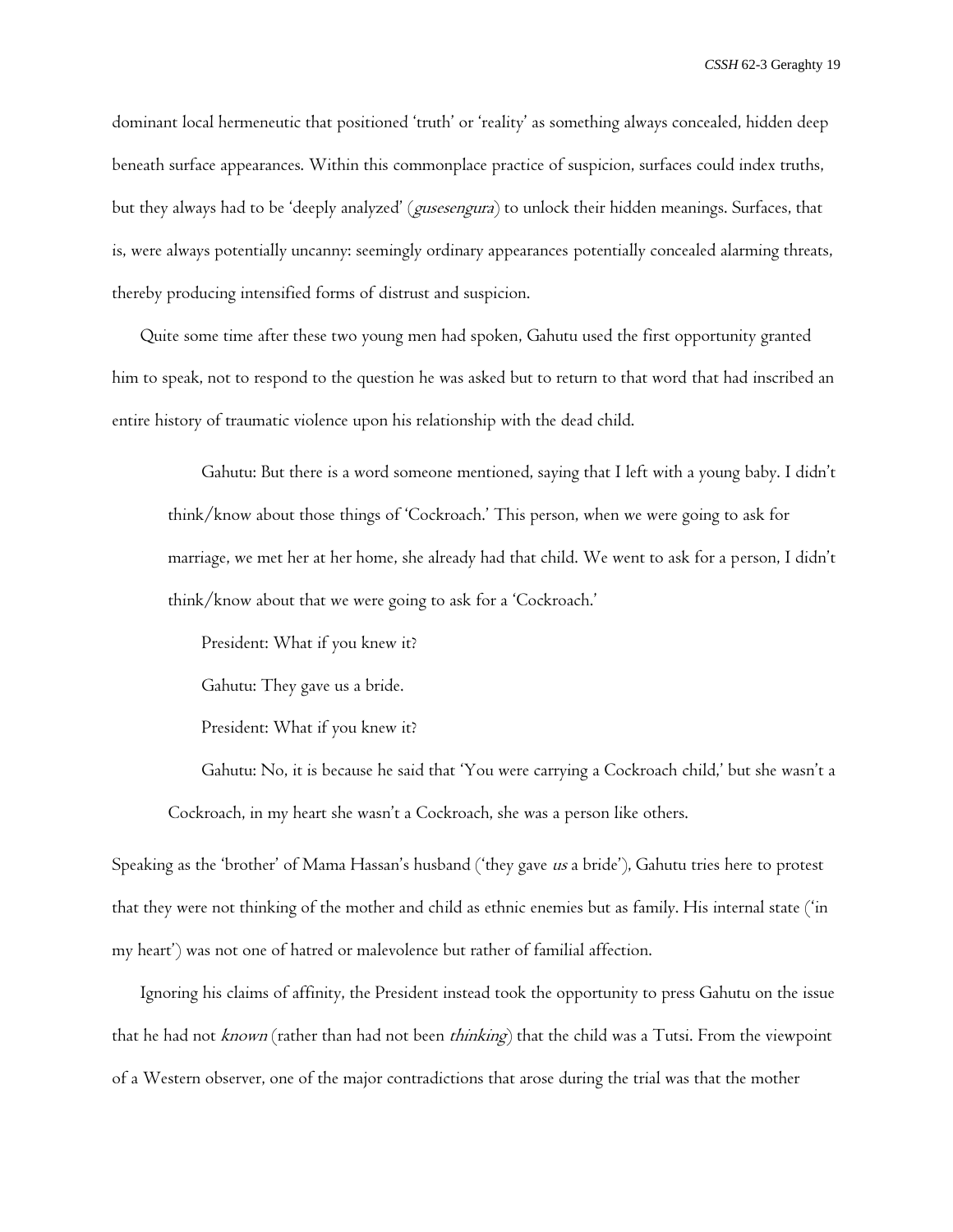dominant local hermeneutic that positioned 'truth' or 'reality' as something always concealed, hidden deep beneath surface appearances. Within this commonplace practice of suspicion, surfaces could index truths, but they always had to be 'deeply analyzed' (*gusesengura*) to unlock their hidden meanings. Surfaces, that is, were always potentially uncanny: seemingly ordinary appearances potentially concealed alarming threats, thereby producing intensified forms of distrust and suspicion.

Quite some time after these two young men had spoken, Gahutu used the first opportunity granted him to speak, not to respond to the question he was asked but to return to that word that had inscribed an entire history of traumatic violence upon his relationship with the dead child.

> Gahutu: But there is a word someone mentioned, saying that I left with a young baby. I didn't think/know about those things of 'Cockroach.' This person, when we were going to ask for marriage, we met her at her home, she already had that child. We went to ask for a person, I didn't think/know about that we were going to ask for a 'Cockroach.'
>
> President: What if you knew it?
>
> Gahutu: They gave us a bride.
>
> President: What if you knew it?
>
> Gahutu: No, it is because he said that 'You were carrying a Cockroach child,' but she wasn't a Cockroach, in my heart she wasn't a Cockroach, she was a person like others.

Speaking as the 'brother' of Mama Hassan's husband ('they gave *us* a bride'), Gahutu tries here to protest that they were not thinking of the mother and child as ethnic enemies but as family. His internal state ('in my heart') was not one of hatred or malevolence but rather of familial affection.

Ignoring his claims of affinity, the President instead took the opportunity to press Gahutu on the issue that he had not *known* (rather than had not been *thinking*) that the child was a Tutsi. From the viewpoint of a Western observer, one of the major contradictions that arose during the trial was that the mother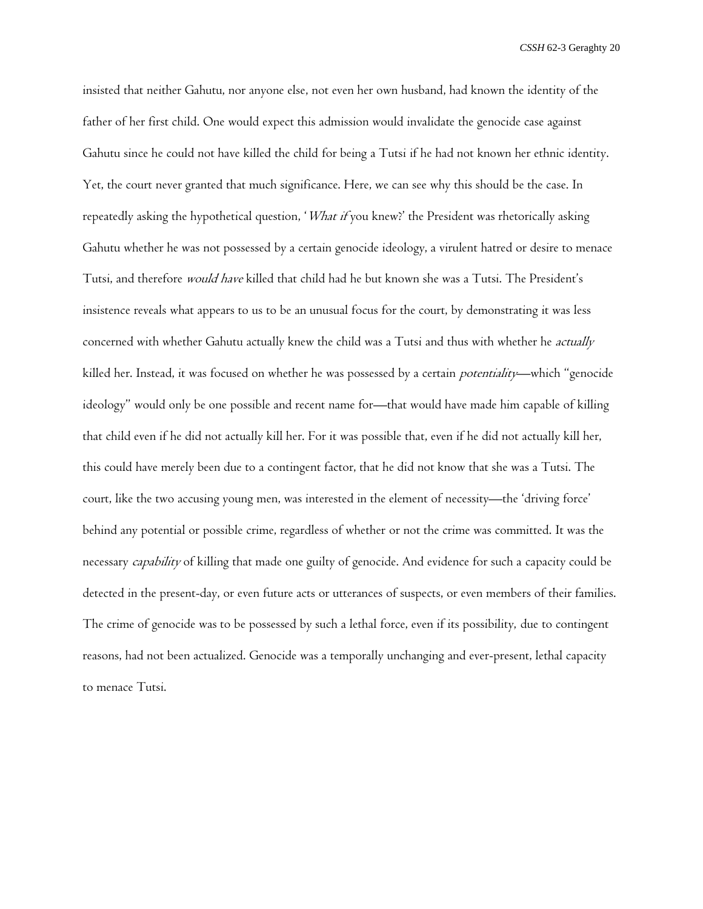insisted that neither Gahutu, nor anyone else, not even her own husband, had known the identity of the father of her first child. One would expect this admission would invalidate the genocide case against Gahutu since he could not have killed the child for being a Tutsi if he had not known her ethnic identity. Yet, the court never granted that much significance. Here, we can see why this should be the case. In repeatedly asking the hypothetical question, '*What if* you knew?' the President was rhetorically asking Gahutu whether he was not possessed by a certain genocide ideology, a virulent hatred or desire to menace Tutsi, and therefore *would have* killed that child had he but known she was a Tutsi. The President's insistence reveals what appears to us to be an unusual focus for the court, by demonstrating it was less concerned with whether Gahutu actually knew the child was a Tutsi and thus with whether he *actually* killed her. Instead, it was focused on whether he was possessed by a certain *potentiality*—which "genocide ideology" would only be one possible and recent name for—that would have made him capable of killing that child even if he did not actually kill her. For it was possible that, even if he did not actually kill her, this could have merely been due to a contingent factor, that he did not know that she was a Tutsi. The court, like the two accusing young men, was interested in the element of necessity—the 'driving force' behind any potential or possible crime, regardless of whether or not the crime was committed. It was the necessary *capability* of killing that made one guilty of genocide. And evidence for such a capacity could be detected in the present-day, or even future acts or utterances of suspects, or even members of their families. The crime of genocide was to be possessed by such a lethal force, even if its possibility, due to contingent reasons, had not been actualized. Genocide was a temporally unchanging and ever-present, lethal capacity to menace Tutsi.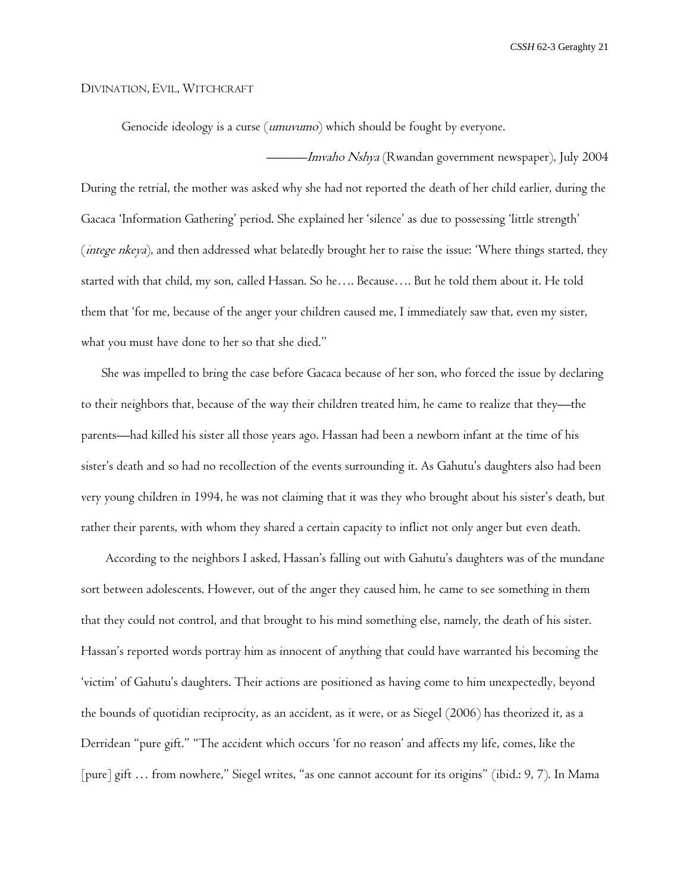## Divination, Evil, Witchcraft

> Genocide ideology is a curse (*umuvumo*) which should be fought by everyone.
>
> ———*Imvaho Nshya* (Rwandan government newspaper), July 2004

During the retrial, the mother was asked why she had not reported the death of her child earlier, during the Gacaca 'Information Gathering' period. She explained her 'silence' as due to possessing 'little strength' (*intege nkeya*), and then addressed what belatedly brought her to raise the issue: 'Where things started, they started with that child, my son, called Hassan. So he…. Because…. But he told them about it. He told them that 'for me, because of the anger your children caused me, I immediately saw that, even my sister, what you must have done to her so that she died."

She was impelled to bring the case before Gacaca because of her son, who forced the issue by declaring to their neighbors that, because of the way their children treated him, he came to realize that they—the parents—had killed his sister all those years ago. Hassan had been a newborn infant at the time of his sister's death and so had no recollection of the events surrounding it. As Gahutu's daughters also had been very young children in 1994, he was not claiming that it was they who brought about his sister's death, but rather their parents, with whom they shared a certain capacity to inflict not only anger but even death.

According to the neighbors I asked, Hassan's falling out with Gahutu's daughters was of the mundane sort between adolescents. However, out of the anger they caused him, he came to see something in them that they could not control, and that brought to his mind something else, namely, the death of his sister. Hassan's reported words portray him as innocent of anything that could have warranted his becoming the 'victim' of Gahutu's daughters. Their actions are positioned as having come to him unexpectedly, beyond the bounds of quotidian reciprocity, as an accident, as it were, or as Siegel (2006) has theorized it, as a Derridean "pure gift." "The accident which occurs 'for no reason' and affects my life, comes, like the [pure] gift … from nowhere," Siegel writes, "as one cannot account for its origins" (ibid.: 9, 7). In Mama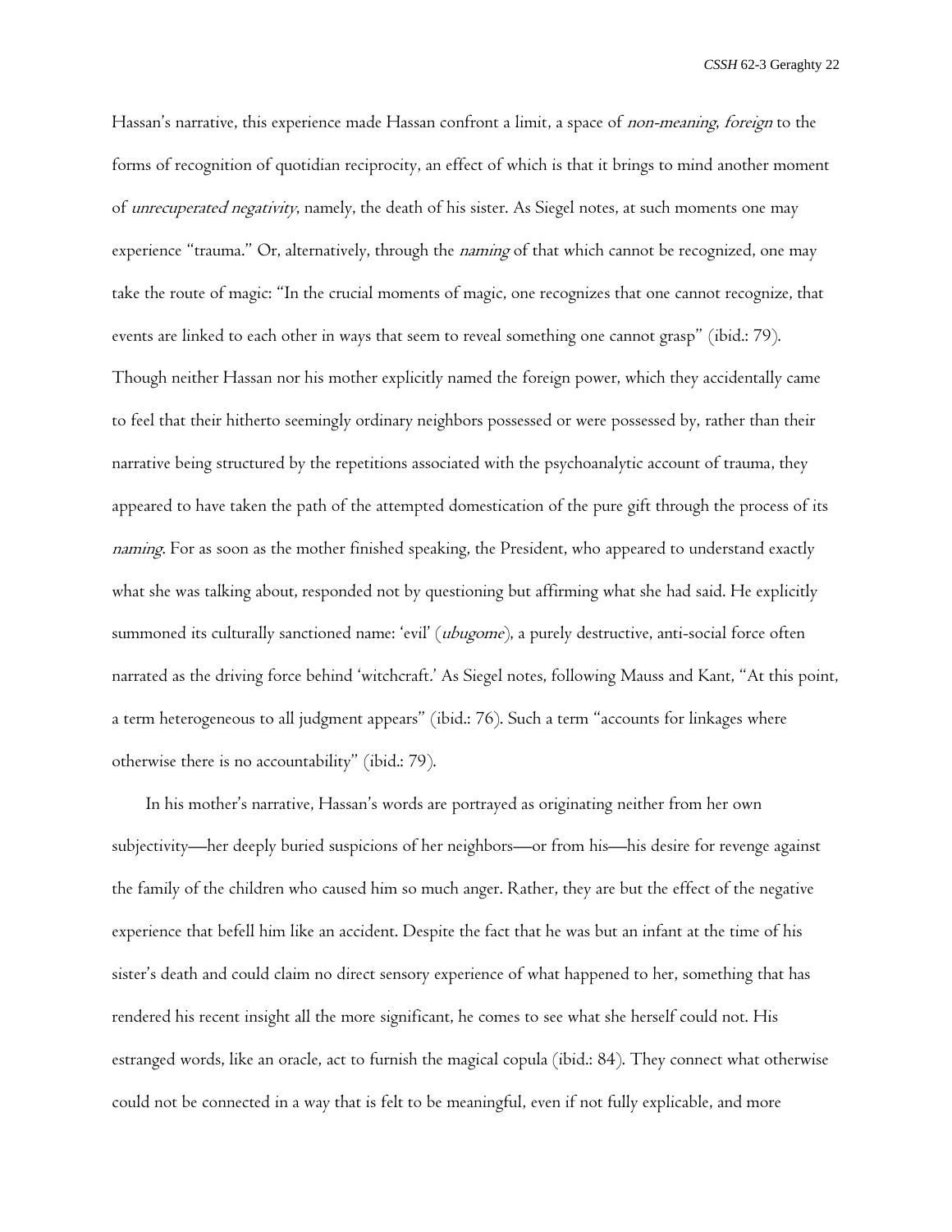Hassan's narrative, this experience made Hassan confront a limit, a space of *non-meaning*, *foreign* to the forms of recognition of quotidian reciprocity, an effect of which is that it brings to mind another moment of *unrecuperated negativity*, namely, the death of his sister. As Siegel notes, at such moments one may experience "trauma." Or, alternatively, through the *naming* of that which cannot be recognized, one may take the route of magic: "In the crucial moments of magic, one recognizes that one cannot recognize, that events are linked to each other in ways that seem to reveal something one cannot grasp" (ibid.: 79). Though neither Hassan nor his mother explicitly named the foreign power, which they accidentally came to feel that their hitherto seemingly ordinary neighbors possessed or were possessed by, rather than their narrative being structured by the repetitions associated with the psychoanalytic account of trauma, they appeared to have taken the path of the attempted domestication of the pure gift through the process of its *naming*. For as soon as the mother finished speaking, the President, who appeared to understand exactly what she was talking about, responded not by questioning but affirming what she had said. He explicitly summoned its culturally sanctioned name: 'evil' (*ubugome*), a purely destructive, anti-social force often narrated as the driving force behind 'witchcraft.' As Siegel notes, following Mauss and Kant, "At this point, a term heterogeneous to all judgment appears" (ibid.: 76). Such a term "accounts for linkages where otherwise there is no accountability" (ibid.: 79).

In his mother's narrative, Hassan's words are portrayed as originating neither from her own subjectivity—her deeply buried suspicions of her neighbors—or from his—his desire for revenge against the family of the children who caused him so much anger. Rather, they are but the effect of the negative experience that befell him like an accident. Despite the fact that he was but an infant at the time of his sister's death and could claim no direct sensory experience of what happened to her, something that has rendered his recent insight all the more significant, he comes to see what she herself could not. His estranged words, like an oracle, act to furnish the magical copula (ibid.: 84). They connect what otherwise could not be connected in a way that is felt to be meaningful, even if not fully explicable, and more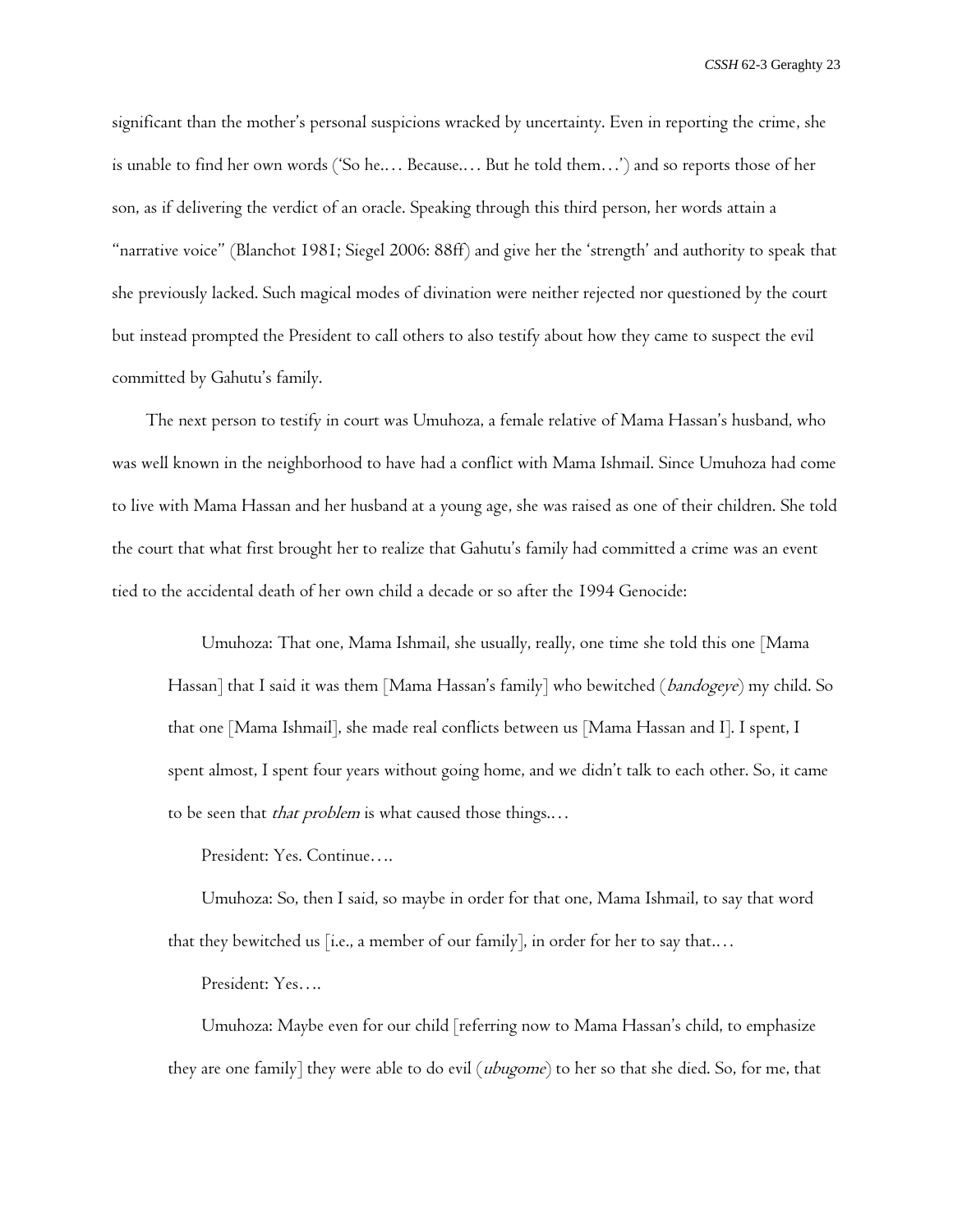significant than the mother's personal suspicions wracked by uncertainty. Even in reporting the crime, she is unable to find her own words ('So he.… Because.… But he told them…') and so reports those of her son, as if delivering the verdict of an oracle. Speaking through this third person, her words attain a "narrative voice" (Blanchot 1981; Siegel 2006: 88ff) and give her the 'strength' and authority to speak that she previously lacked. Such magical modes of divination were neither rejected nor questioned by the court but instead prompted the President to call others to also testify about how they came to suspect the evil committed by Gahutu's family.

The next person to testify in court was Umuhoza, a female relative of Mama Hassan's husband, who was well known in the neighborhood to have had a conflict with Mama Ishmail. Since Umuhoza had come to live with Mama Hassan and her husband at a young age, she was raised as one of their children. She told the court that what first brought her to realize that Gahutu's family had committed a crime was an event tied to the accidental death of her own child a decade or so after the 1994 Genocide:

> Umuhoza: That one, Mama Ishmail, she usually, really, one time she told this one [Mama Hassan] that I said it was them [Mama Hassan's family] who bewitched (*bandogeye*) my child. So that one [Mama Ishmail], she made real conflicts between us [Mama Hassan and I]. I spent, I spent almost, I spent four years without going home, and we didn't talk to each other. So, it came to be seen that *that problem* is what caused those things.…
>
> President: Yes. Continue….
>
> Umuhoza: So, then I said, so maybe in order for that one, Mama Ishmail, to say that word that they bewitched us [i.e., a member of our family], in order for her to say that.…
>
> President: Yes….
>
> Umuhoza: Maybe even for our child [referring now to Mama Hassan's child, to emphasize they are one family] they were able to do evil (*ubugome*) to her so that she died. So, for me, that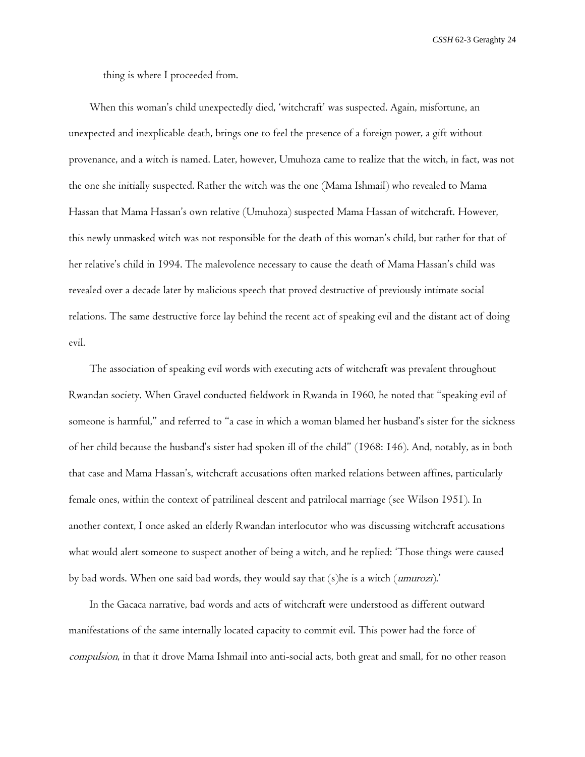thing is where I proceeded from.

When this woman's child unexpectedly died, 'witchcraft' was suspected. Again, misfortune, an unexpected and inexplicable death, brings one to feel the presence of a foreign power, a gift without provenance, and a witch is named. Later, however, Umuhoza came to realize that the witch, in fact, was not the one she initially suspected. Rather the witch was the one (Mama Ishmail) who revealed to Mama Hassan that Mama Hassan's own relative (Umuhoza) suspected Mama Hassan of witchcraft. However, this newly unmasked witch was not responsible for the death of this woman's child, but rather for that of her relative's child in 1994. The malevolence necessary to cause the death of Mama Hassan's child was revealed over a decade later by malicious speech that proved destructive of previously intimate social relations. The same destructive force lay behind the recent act of speaking evil and the distant act of doing evil.

The association of speaking evil words with executing acts of witchcraft was prevalent throughout Rwandan society. When Gravel conducted fieldwork in Rwanda in 1960, he noted that "speaking evil of someone is harmful," and referred to "a case in which a woman blamed her husband's sister for the sickness of her child because the husband's sister had spoken ill of the child" (1968: 146). And, notably, as in both that case and Mama Hassan's, witchcraft accusations often marked relations between affines, particularly female ones, within the context of patrilineal descent and patrilocal marriage (see Wilson 1951). In another context, I once asked an elderly Rwandan interlocutor who was discussing witchcraft accusations what would alert someone to suspect another of being a witch, and he replied: 'Those things were caused by bad words. When one said bad words, they would say that (s)he is a witch (*umurozi*).'

In the Gacaca narrative, bad words and acts of witchcraft were understood as different outward manifestations of the same internally located capacity to commit evil. This power had the force of *compulsion*, in that it drove Mama Ishmail into anti-social acts, both great and small, for no other reason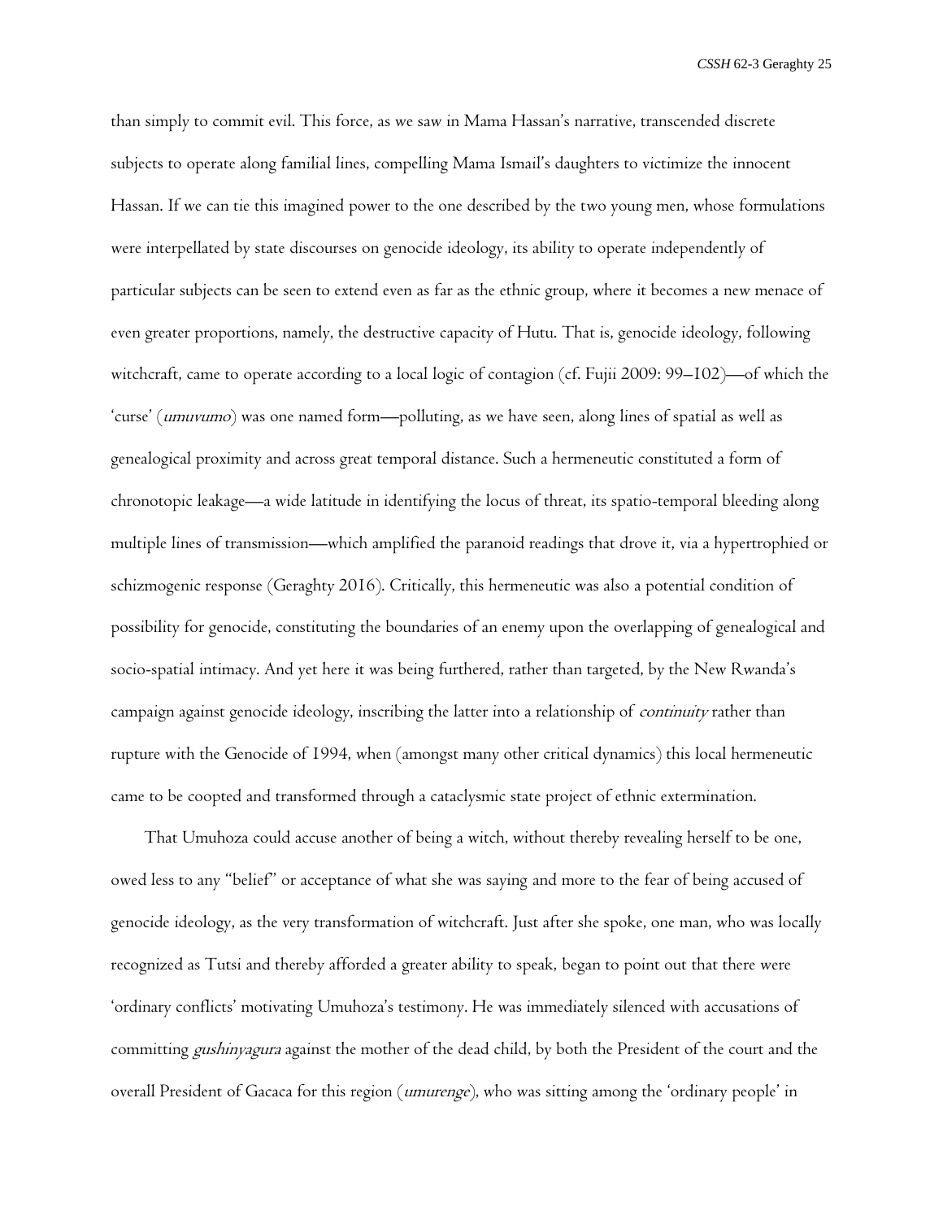than simply to commit evil. This force, as we saw in Mama Hassan's narrative, transcended discrete subjects to operate along familial lines, compelling Mama Ismail's daughters to victimize the innocent Hassan. If we can tie this imagined power to the one described by the two young men, whose formulations were interpellated by state discourses on genocide ideology, its ability to operate independently of particular subjects can be seen to extend even as far as the ethnic group, where it becomes a new menace of even greater proportions, namely, the destructive capacity of Hutu. That is, genocide ideology, following witchcraft, came to operate according to a local logic of contagion (cf. Fujii 2009: 99–102)—of which the 'curse' (*umuvumo*) was one named form—polluting, as we have seen, along lines of spatial as well as genealogical proximity and across great temporal distance. Such a hermeneutic constituted a form of chronotopic leakage—a wide latitude in identifying the locus of threat, its spatio-temporal bleeding along multiple lines of transmission—which amplified the paranoid readings that drove it, via a hypertrophied or schizmogenic response (Geraghty 2016). Critically, this hermeneutic was also a potential condition of possibility for genocide, constituting the boundaries of an enemy upon the overlapping of genealogical and socio-spatial intimacy. And yet here it was being furthered, rather than targeted, by the New Rwanda's campaign against genocide ideology, inscribing the latter into a relationship of *continuity* rather than rupture with the Genocide of 1994, when (amongst many other critical dynamics) this local hermeneutic came to be coopted and transformed through a cataclysmic state project of ethnic extermination.

That Umuhoza could accuse another of being a witch, without thereby revealing herself to be one, owed less to any "belief" or acceptance of what she was saying and more to the fear of being accused of genocide ideology, as the very transformation of witchcraft. Just after she spoke, one man, who was locally recognized as Tutsi and thereby afforded a greater ability to speak, began to point out that there were 'ordinary conflicts' motivating Umuhoza's testimony. He was immediately silenced with accusations of committing *gushinyagura* against the mother of the dead child, by both the President of the court and the overall President of Gacaca for this region (*umurenge*), who was sitting among the 'ordinary people' in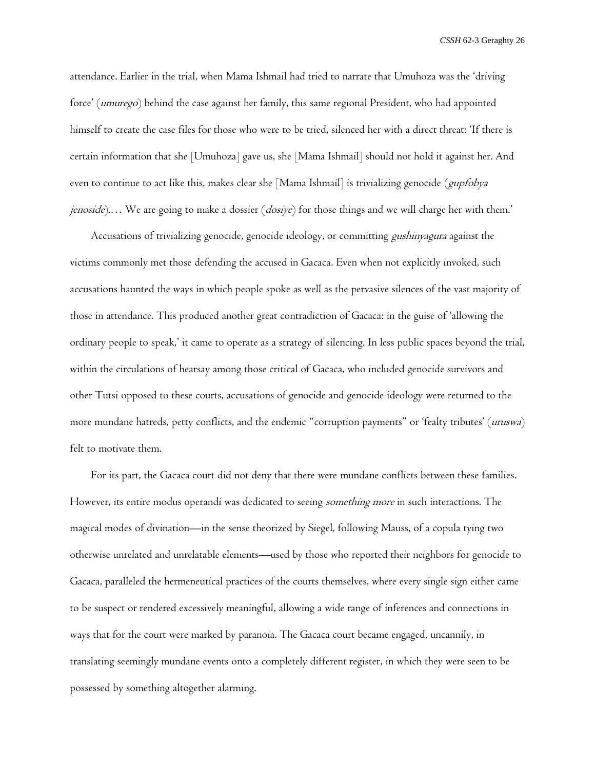attendance. Earlier in the trial, when Mama Ishmail had tried to narrate that Umuhoza was the 'driving force' (*umurego*) behind the case against her family, this same regional President, who had appointed himself to create the case files for those who were to be tried, silenced her with a direct threat: 'If there is certain information that she [Umuhoza] gave us, she [Mama Ishmail] should not hold it against her. And even to continue to act like this, makes clear she [Mama Ishmail] is trivializing genocide (*gupfobya jenoside*).… We are going to make a dossier (*dosiye*) for those things and we will charge her with them.'

Accusations of trivializing genocide, genocide ideology, or committing *gushinyagura* against the victims commonly met those defending the accused in Gacaca. Even when not explicitly invoked, such accusations haunted the ways in which people spoke as well as the pervasive silences of the vast majority of those in attendance. This produced another great contradiction of Gacaca: in the guise of 'allowing the ordinary people to speak,' it came to operate as a strategy of silencing. In less public spaces beyond the trial, within the circulations of hearsay among those critical of Gacaca, who included genocide survivors and other Tutsi opposed to these courts, accusations of genocide and genocide ideology were returned to the more mundane hatreds, petty conflicts, and the endemic "corruption payments" or 'fealty tributes' (*uruswa*) felt to motivate them.

For its part, the Gacaca court did not deny that there were mundane conflicts between these families. However, its entire modus operandi was dedicated to seeing *something more* in such interactions. The magical modes of divination—in the sense theorized by Siegel, following Mauss, of a copula tying two otherwise unrelated and unrelatable elements—used by those who reported their neighbors for genocide to Gacaca, paralleled the hermeneutical practices of the courts themselves, where every single sign either came to be suspect or rendered excessively meaningful, allowing a wide range of inferences and connections in ways that for the court were marked by paranoia. The Gacaca court became engaged, uncannily, in translating seemingly mundane events onto a completely different register, in which they were seen to be possessed by something altogether alarming.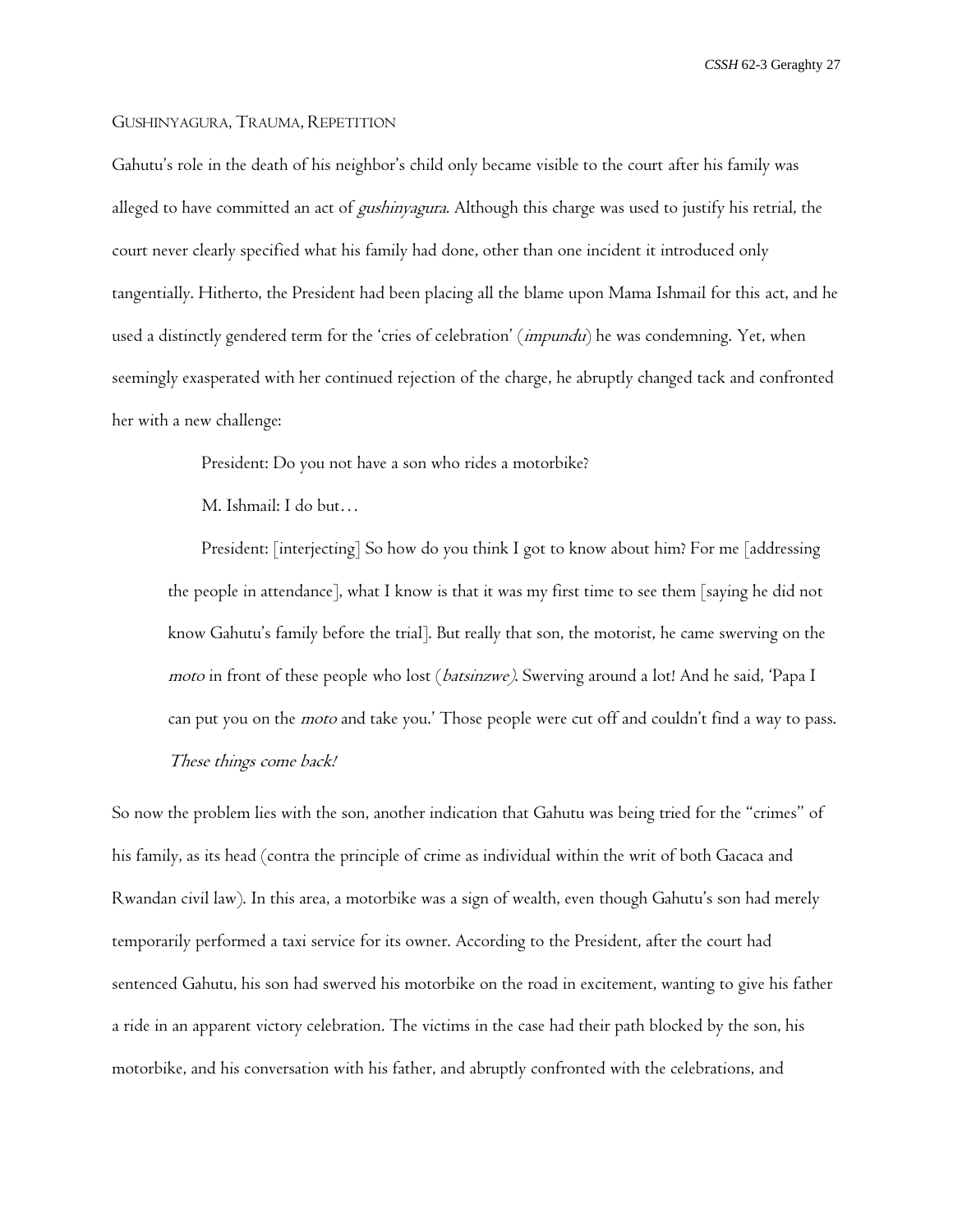## Gushinyagura, Trauma, Repetition

Gahutu's role in the death of his neighbor's child only became visible to the court after his family was alleged to have committed an act of *gushinyagura*. Although this charge was used to justify his retrial, the court never clearly specified what his family had done, other than one incident it introduced only tangentially. Hitherto, the President had been placing all the blame upon Mama Ishmail for this act, and he used a distinctly gendered term for the 'cries of celebration' (*impundu*) he was condemning. Yet, when seemingly exasperated with her continued rejection of the charge, he abruptly changed tack and confronted her with a new challenge:

> President: Do you not have a son who rides a motorbike?
>
> M. Ishmail: I do but…
>
> President: [interjecting] So how do you think I got to know about him? For me [addressing the people in attendance], what I know is that it was my first time to see them [saying he did not know Gahutu's family before the trial]. But really that son, the motorist, he came swerving on the *moto* in front of these people who lost (*batsinzwe*). Swerving around a lot! And he said, 'Papa I can put you on the *moto* and take you.' Those people were cut off and couldn't find a way to pass. *These things come back!*

So now the problem lies with the son, another indication that Gahutu was being tried for the "crimes" of his family, as its head (contra the principle of crime as individual within the writ of both Gacaca and Rwandan civil law). In this area, a motorbike was a sign of wealth, even though Gahutu's son had merely temporarily performed a taxi service for its owner. According to the President, after the court had sentenced Gahutu, his son had swerved his motorbike on the road in excitement, wanting to give his father a ride in an apparent victory celebration. The victims in the case had their path blocked by the son, his motorbike, and his conversation with his father, and abruptly confronted with the celebrations, and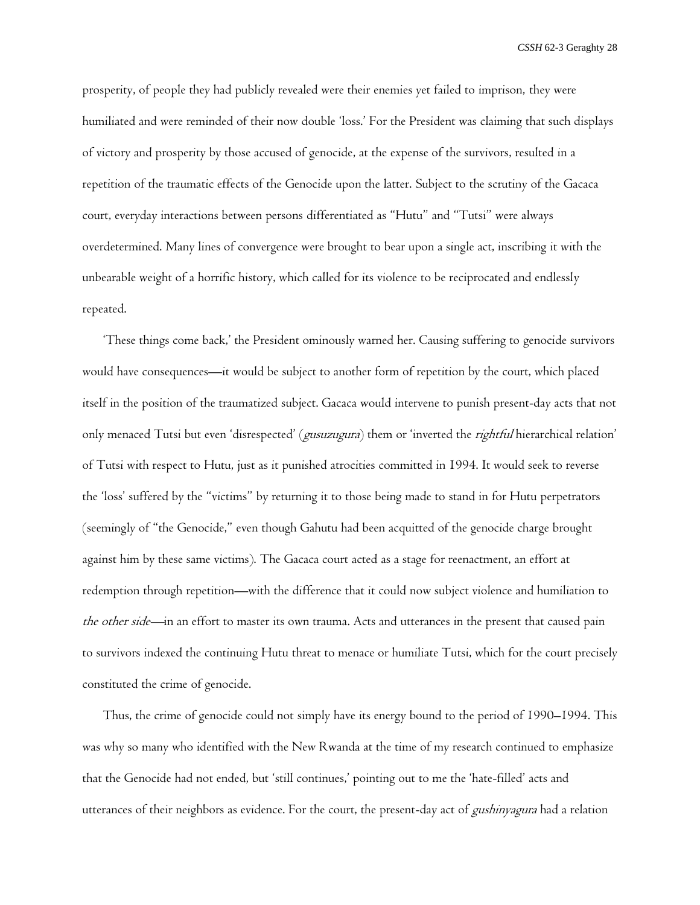prosperity, of people they had publicly revealed were their enemies yet failed to imprison, they were humiliated and were reminded of their now double 'loss.' For the President was claiming that such displays of victory and prosperity by those accused of genocide, at the expense of the survivors, resulted in a repetition of the traumatic effects of the Genocide upon the latter. Subject to the scrutiny of the Gacaca court, everyday interactions between persons differentiated as "Hutu" and "Tutsi" were always overdetermined. Many lines of convergence were brought to bear upon a single act, inscribing it with the unbearable weight of a horrific history, which called for its violence to be reciprocated and endlessly repeated.

'These things come back,' the President ominously warned her. Causing suffering to genocide survivors would have consequences—it would be subject to another form of repetition by the court, which placed itself in the position of the traumatized subject. Gacaca would intervene to punish present-day acts that not only menaced Tutsi but even 'disrespected' (*gusuzugura*) them or 'inverted the *rightful* hierarchical relation' of Tutsi with respect to Hutu, just as it punished atrocities committed in 1994. It would seek to reverse the 'loss' suffered by the "victims" by returning it to those being made to stand in for Hutu perpetrators (seemingly of "the Genocide," even though Gahutu had been acquitted of the genocide charge brought against him by these same victims). The Gacaca court acted as a stage for reenactment, an effort at redemption through repetition—with the difference that it could now subject violence and humiliation to *the other side*—in an effort to master its own trauma. Acts and utterances in the present that caused pain to survivors indexed the continuing Hutu threat to menace or humiliate Tutsi, which for the court precisely constituted the crime of genocide.

Thus, the crime of genocide could not simply have its energy bound to the period of 1990–1994. This was why so many who identified with the New Rwanda at the time of my research continued to emphasize that the Genocide had not ended, but 'still continues,' pointing out to me the 'hate-filled' acts and utterances of their neighbors as evidence. For the court, the present-day act of *gushinyagura* had a relation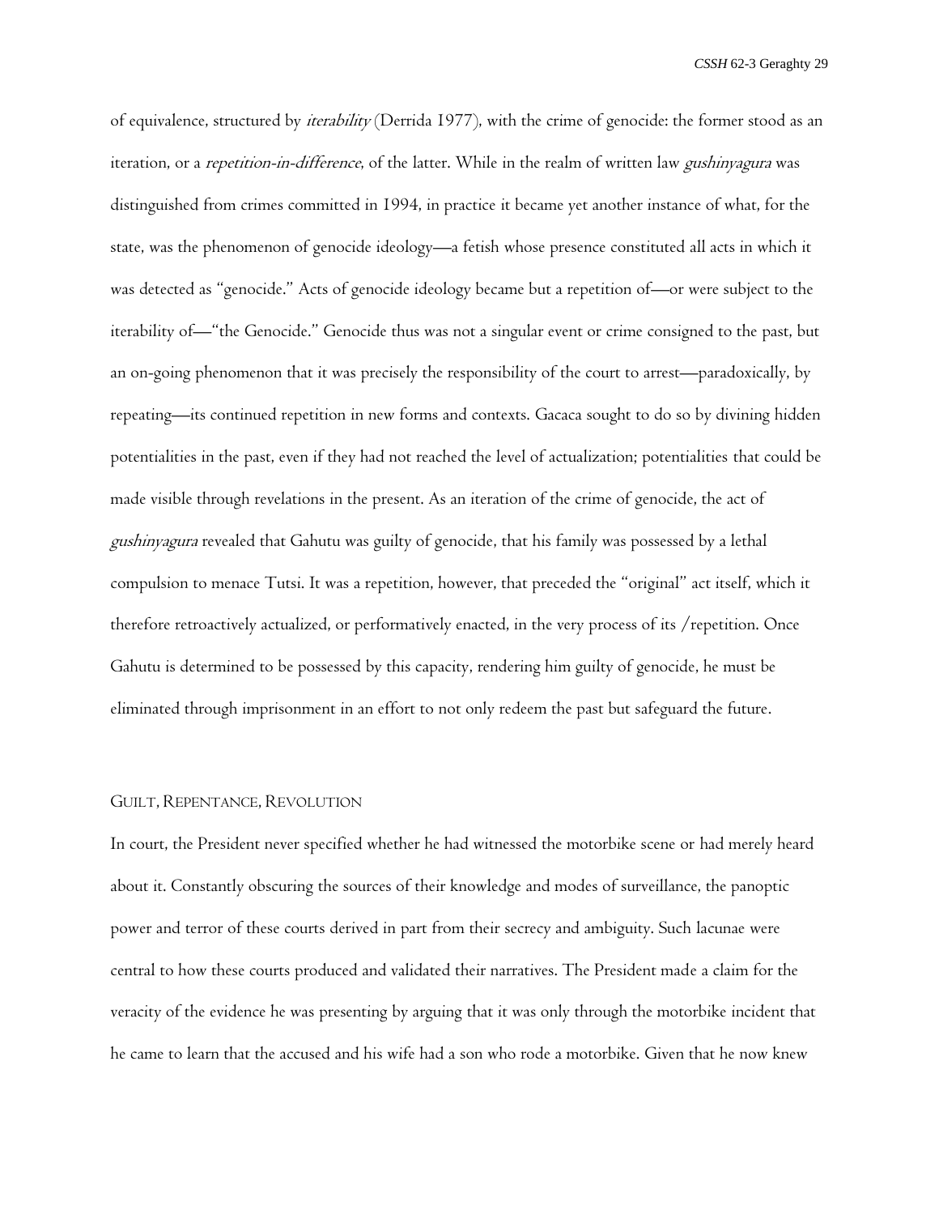of equivalence, structured by *iterability* (Derrida 1977), with the crime of genocide: the former stood as an iteration, or a *repetition-in-difference*, of the latter. While in the realm of written law *gushinyagura* was distinguished from crimes committed in 1994, in practice it became yet another instance of what, for the state, was the phenomenon of genocide ideology—a fetish whose presence constituted all acts in which it was detected as "genocide." Acts of genocide ideology became but a repetition of—or were subject to the iterability of—"the Genocide." Genocide thus was not a singular event or crime consigned to the past, but an on-going phenomenon that it was precisely the responsibility of the court to arrest—paradoxically, by repeating—its continued repetition in new forms and contexts. Gacaca sought to do so by divining hidden potentialities in the past, even if they had not reached the level of actualization; potentialities that could be made visible through revelations in the present. As an iteration of the crime of genocide, the act of *gushinyagura* revealed that Gahutu was guilty of genocide, that his family was possessed by a lethal compulsion to menace Tutsi. It was a repetition, however, that preceded the "original" act itself, which it therefore retroactively actualized, or performatively enacted, in the very process of its /repetition. Once Gahutu is determined to be possessed by this capacity, rendering him guilty of genocide, he must be eliminated through imprisonment in an effort to not only redeem the past but safeguard the future.

## Guilt, Repentance, Revolution

In court, the President never specified whether he had witnessed the motorbike scene or had merely heard about it. Constantly obscuring the sources of their knowledge and modes of surveillance, the panoptic power and terror of these courts derived in part from their secrecy and ambiguity. Such lacunae were central to how these courts produced and validated their narratives. The President made a claim for the veracity of the evidence he was presenting by arguing that it was only through the motorbike incident that he came to learn that the accused and his wife had a son who rode a motorbike. Given that he now knew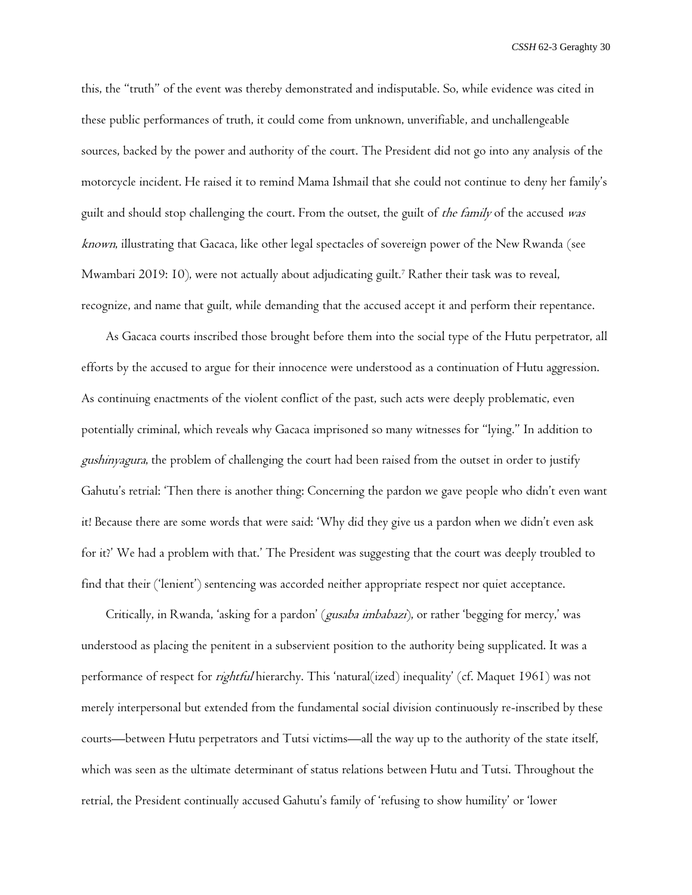this, the "truth" of the event was thereby demonstrated and indisputable. So, while evidence was cited in these public performances of truth, it could come from unknown, unverifiable, and unchallengeable sources, backed by the power and authority of the court. The President did not go into any analysis of the motorcycle incident. He raised it to remind Mama Ishmail that she could not continue to deny her family's guilt and should stop challenging the court. From the outset, the guilt of *the family* of the accused *was known*, illustrating that Gacaca, like other legal spectacles of sovereign power of the New Rwanda (see Mwambari 2019: 10), were not actually about adjudicating guilt.[7] Rather their task was to reveal, recognize, and name that guilt, while demanding that the accused accept it and perform their repentance.

As Gacaca courts inscribed those brought before them into the social type of the Hutu perpetrator, all efforts by the accused to argue for their innocence were understood as a continuation of Hutu aggression. As continuing enactments of the violent conflict of the past, such acts were deeply problematic, even potentially criminal, which reveals why Gacaca imprisoned so many witnesses for "lying." In addition to *gushinyagura*, the problem of challenging the court had been raised from the outset in order to justify Gahutu's retrial: 'Then there is another thing: Concerning the pardon we gave people who didn't even want it! Because there are some words that were said: 'Why did they give us a pardon when we didn't even ask for it?' We had a problem with that.' The President was suggesting that the court was deeply troubled to find that their ('lenient') sentencing was accorded neither appropriate respect nor quiet acceptance.

Critically, in Rwanda, 'asking for a pardon' (*gusaba imbabazi*), or rather 'begging for mercy,' was understood as placing the penitent in a subservient position to the authority being supplicated. It was a performance of respect for *rightful* hierarchy. This 'natural(ized) inequality' (cf. Maquet 1961) was not merely interpersonal but extended from the fundamental social division continuously re-inscribed by these courts—between Hutu perpetrators and Tutsi victims—all the way up to the authority of the state itself, which was seen as the ultimate determinant of status relations between Hutu and Tutsi. Throughout the retrial, the President continually accused Gahutu's family of 'refusing to show humility' or 'lower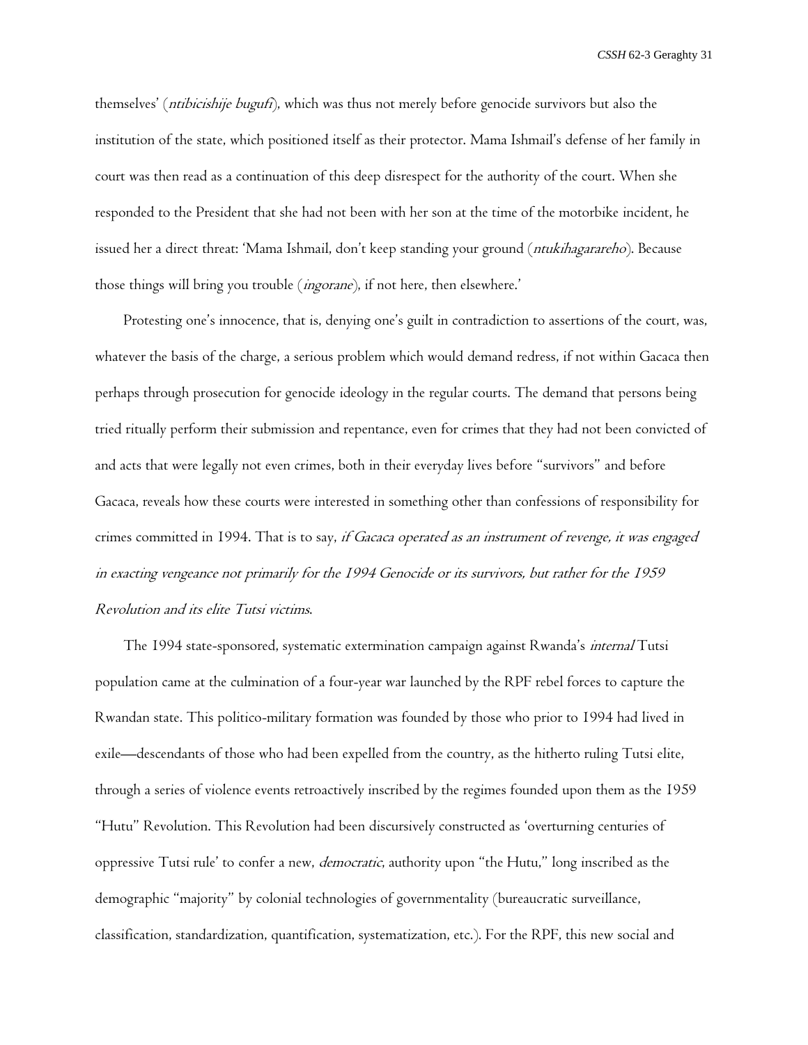themselves' (*ntibicishije bugufi*), which was thus not merely before genocide survivors but also the institution of the state, which positioned itself as their protector. Mama Ishmail's defense of her family in court was then read as a continuation of this deep disrespect for the authority of the court. When she responded to the President that she had not been with her son at the time of the motorbike incident, he issued her a direct threat: 'Mama Ishmail, don't keep standing your ground (*ntukihagarareho*). Because those things will bring you trouble (*ingorane*), if not here, then elsewhere.'

Protesting one's innocence, that is, denying one's guilt in contradiction to assertions of the court, was, whatever the basis of the charge, a serious problem which would demand redress, if not within Gacaca then perhaps through prosecution for genocide ideology in the regular courts. The demand that persons being tried ritually perform their submission and repentance, even for crimes that they had not been convicted of and acts that were legally not even crimes, both in their everyday lives before "survivors" and before Gacaca, reveals how these courts were interested in something other than confessions of responsibility for crimes committed in 1994. That is to say, *if Gacaca operated as an instrument of revenge, it was engaged in exacting vengeance not primarily for the 1994 Genocide or its survivors, but rather for the 1959 Revolution and its elite Tutsi victims*.

The 1994 state-sponsored, systematic extermination campaign against Rwanda's *internal* Tutsi population came at the culmination of a four-year war launched by the RPF rebel forces to capture the Rwandan state. This politico-military formation was founded by those who prior to 1994 had lived in exile—descendants of those who had been expelled from the country, as the hitherto ruling Tutsi elite, through a series of violence events retroactively inscribed by the regimes founded upon them as the 1959 "Hutu" Revolution. This Revolution had been discursively constructed as 'overturning centuries of oppressive Tutsi rule' to confer a new, *democratic*, authority upon "the Hutu," long inscribed as the demographic "majority" by colonial technologies of governmentality (bureaucratic surveillance, classification, standardization, quantification, systematization, etc.). For the RPF, this new social and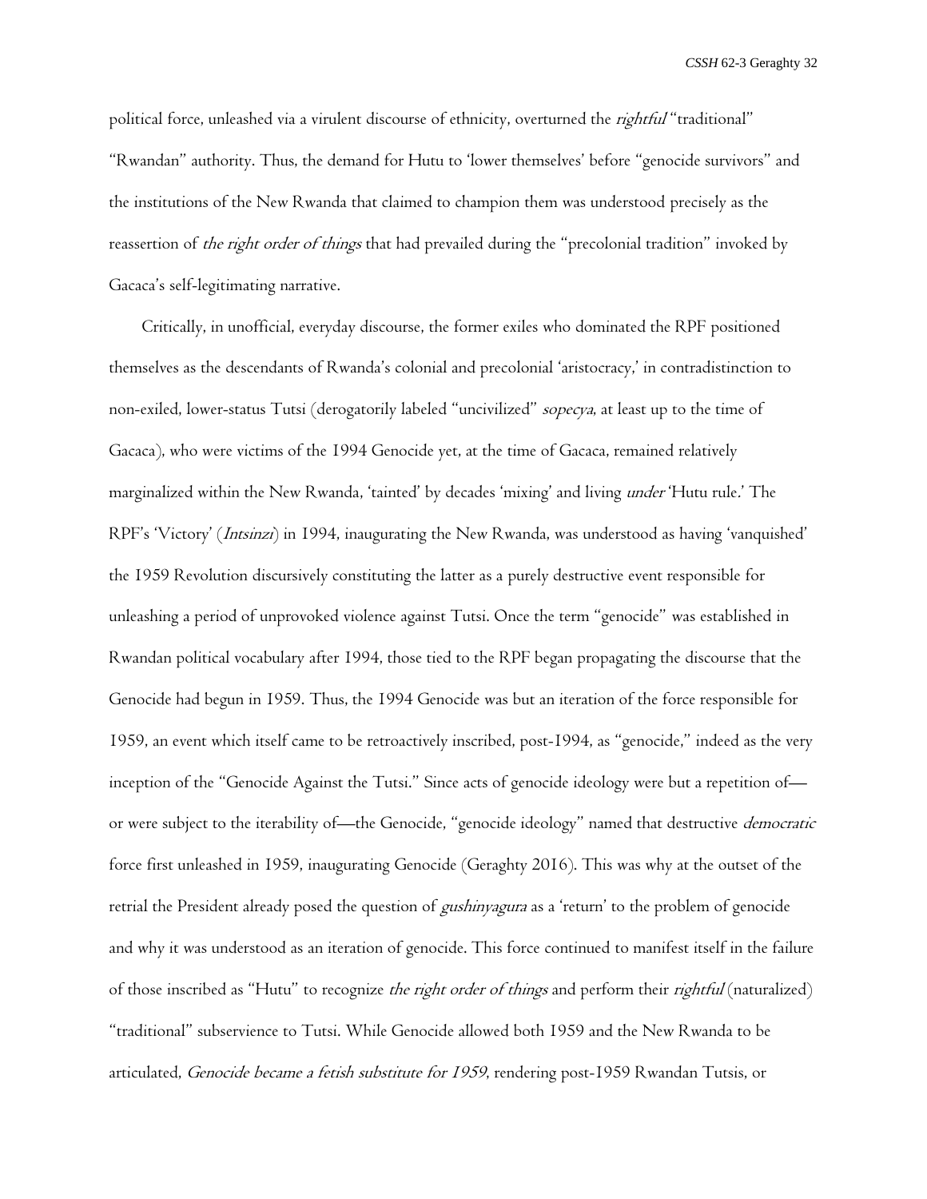political force, unleashed via a virulent discourse of ethnicity, overturned the *rightful* "traditional" "Rwandan" authority. Thus, the demand for Hutu to 'lower themselves' before "genocide survivors" and the institutions of the New Rwanda that claimed to champion them was understood precisely as the reassertion of *the right order of things* that had prevailed during the "precolonial tradition" invoked by Gacaca's self-legitimating narrative.

Critically, in unofficial, everyday discourse, the former exiles who dominated the RPF positioned themselves as the descendants of Rwanda's colonial and precolonial 'aristocracy,' in contradistinction to non-exiled, lower-status Tutsi (derogatorily labeled "uncivilized" *sopecya*, at least up to the time of Gacaca), who were victims of the 1994 Genocide yet, at the time of Gacaca, remained relatively marginalized within the New Rwanda, 'tainted' by decades 'mixing' and living *under* 'Hutu rule.' The RPF's 'Victory' (*Intsinzi*) in 1994, inaugurating the New Rwanda, was understood as having 'vanquished' the 1959 Revolution discursively constituting the latter as a purely destructive event responsible for unleashing a period of unprovoked violence against Tutsi. Once the term "genocide" was established in Rwandan political vocabulary after 1994, those tied to the RPF began propagating the discourse that the Genocide had begun in 1959. Thus, the 1994 Genocide was but an iteration of the force responsible for 1959, an event which itself came to be retroactively inscribed, post-1994, as "genocide," indeed as the very inception of the "Genocide Against the Tutsi." Since acts of genocide ideology were but a repetition of—or were subject to the iterability of—the Genocide, "genocide ideology" named that destructive *democratic* force first unleashed in 1959, inaugurating Genocide (Geraghty 2016). This was why at the outset of the retrial the President already posed the question of *gushinyagura* as a 'return' to the problem of genocide and why it was understood as an iteration of genocide. This force continued to manifest itself in the failure of those inscribed as "Hutu" to recognize *the right order of things* and perform their *rightful* (naturalized) "traditional" subservience to Tutsi. While Genocide allowed both 1959 and the New Rwanda to be articulated, *Genocide became a fetish substitute for 1959*, rendering post-1959 Rwandan Tutsis, or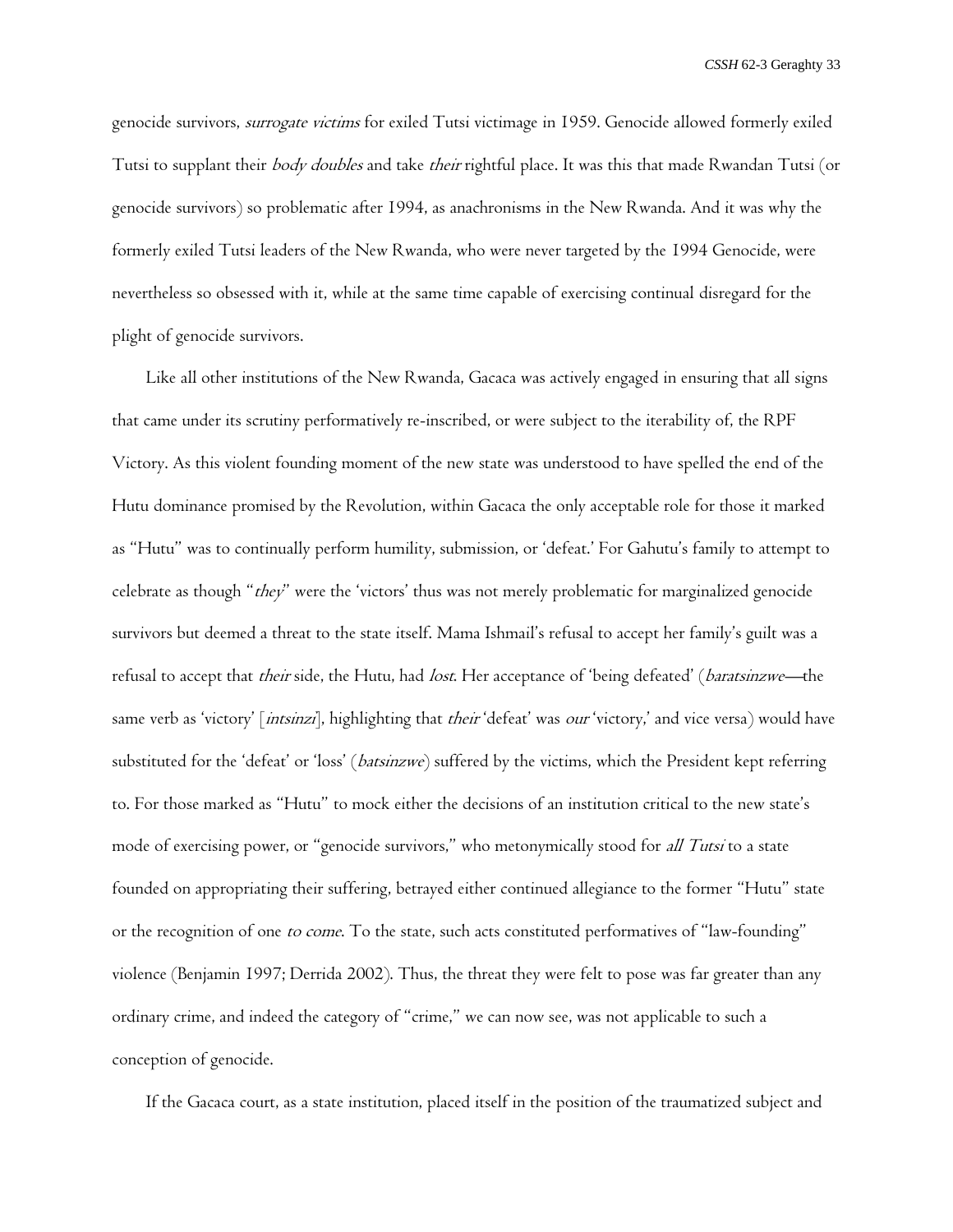genocide survivors, *surrogate victims* for exiled Tutsi victimage in 1959. Genocide allowed formerly exiled Tutsi to supplant their *body doubles* and take *their* rightful place. It was this that made Rwandan Tutsi (or genocide survivors) so problematic after 1994, as anachronisms in the New Rwanda. And it was why the formerly exiled Tutsi leaders of the New Rwanda, who were never targeted by the 1994 Genocide, were nevertheless so obsessed with it, while at the same time capable of exercising continual disregard for the plight of genocide survivors.

Like all other institutions of the New Rwanda, Gacaca was actively engaged in ensuring that all signs that came under its scrutiny performatively re-inscribed, or were subject to the iterability of, the RPF Victory. As this violent founding moment of the new state was understood to have spelled the end of the Hutu dominance promised by the Revolution, within Gacaca the only acceptable role for those it marked as "Hutu" was to continually perform humility, submission, or 'defeat.' For Gahutu's family to attempt to celebrate as though "*they*" were the 'victors' thus was not merely problematic for marginalized genocide survivors but deemed a threat to the state itself. Mama Ishmail's refusal to accept her family's guilt was a refusal to accept that *their* side, the Hutu, had *lost*. Her acceptance of 'being defeated' (*baratsinzwe*—the same verb as 'victory' [*intsinzi*], highlighting that *their* 'defeat' was *our* 'victory,' and vice versa) would have substituted for the 'defeat' or 'loss' (*batsinzwe*) suffered by the victims, which the President kept referring to. For those marked as "Hutu" to mock either the decisions of an institution critical to the new state's mode of exercising power, or "genocide survivors," who metonymically stood for *all Tutsi* to a state founded on appropriating their suffering, betrayed either continued allegiance to the former "Hutu" state or the recognition of one *to come*. To the state, such acts constituted performatives of "law-founding" violence (Benjamin 1997; Derrida 2002). Thus, the threat they were felt to pose was far greater than any ordinary crime, and indeed the category of "crime," we can now see, was not applicable to such a conception of genocide.

If the Gacaca court, as a state institution, placed itself in the position of the traumatized subject and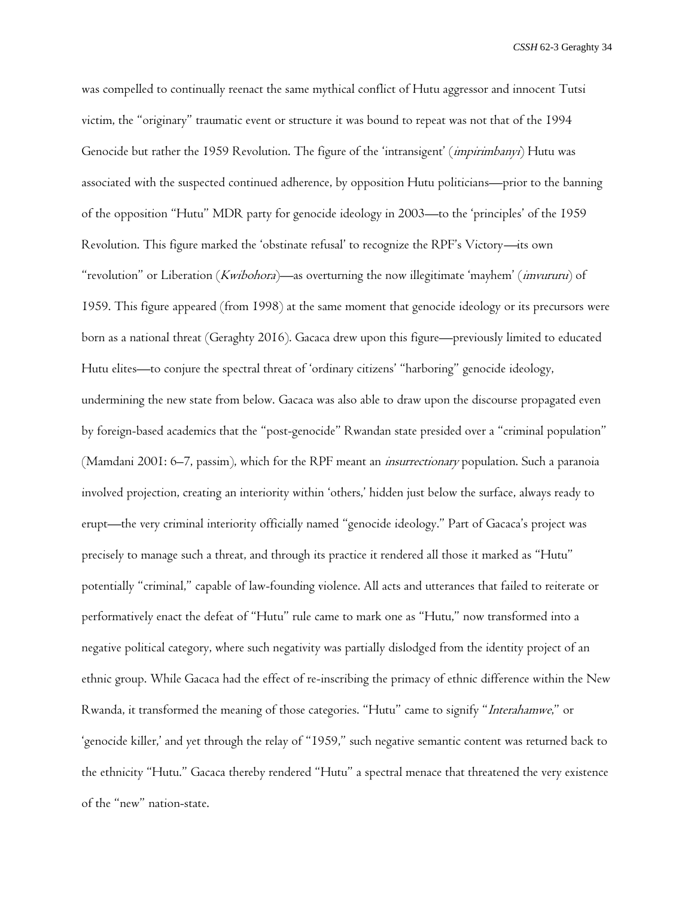was compelled to continually reenact the same mythical conflict of Hutu aggressor and innocent Tutsi victim, the "originary" traumatic event or structure it was bound to repeat was not that of the 1994 Genocide but rather the 1959 Revolution. The figure of the 'intransigent' (*impirimbanyi*) Hutu was associated with the suspected continued adherence, by opposition Hutu politicians—prior to the banning of the opposition "Hutu" MDR party for genocide ideology in 2003—to the 'principles' of the 1959 Revolution. This figure marked the 'obstinate refusal' to recognize the RPF's Victory—its own "revolution" or Liberation (*Kwibohora*)—as overturning the now illegitimate 'mayhem' (*imvururu*) of 1959. This figure appeared (from 1998) at the same moment that genocide ideology or its precursors were born as a national threat (Geraghty 2016). Gacaca drew upon this figure—previously limited to educated Hutu elites—to conjure the spectral threat of 'ordinary citizens' "harboring" genocide ideology, undermining the new state from below. Gacaca was also able to draw upon the discourse propagated even by foreign-based academics that the "post-genocide" Rwandan state presided over a "criminal population" (Mamdani 2001: 6–7, passim), which for the RPF meant an *insurrectionary* population. Such a paranoia involved projection, creating an interiority within 'others,' hidden just below the surface, always ready to erupt—the very criminal interiority officially named "genocide ideology." Part of Gacaca's project was precisely to manage such a threat, and through its practice it rendered all those it marked as "Hutu" potentially "criminal," capable of law-founding violence. All acts and utterances that failed to reiterate or performatively enact the defeat of "Hutu" rule came to mark one as "Hutu," now transformed into a negative political category, where such negativity was partially dislodged from the identity project of an ethnic group. While Gacaca had the effect of re-inscribing the primacy of ethnic difference within the New Rwanda, it transformed the meaning of those categories. "Hutu" came to signify "*Interahamwe*," or 'genocide killer,' and yet through the relay of "1959," such negative semantic content was returned back to the ethnicity "Hutu." Gacaca thereby rendered "Hutu" a spectral menace that threatened the very existence of the "new" nation-state.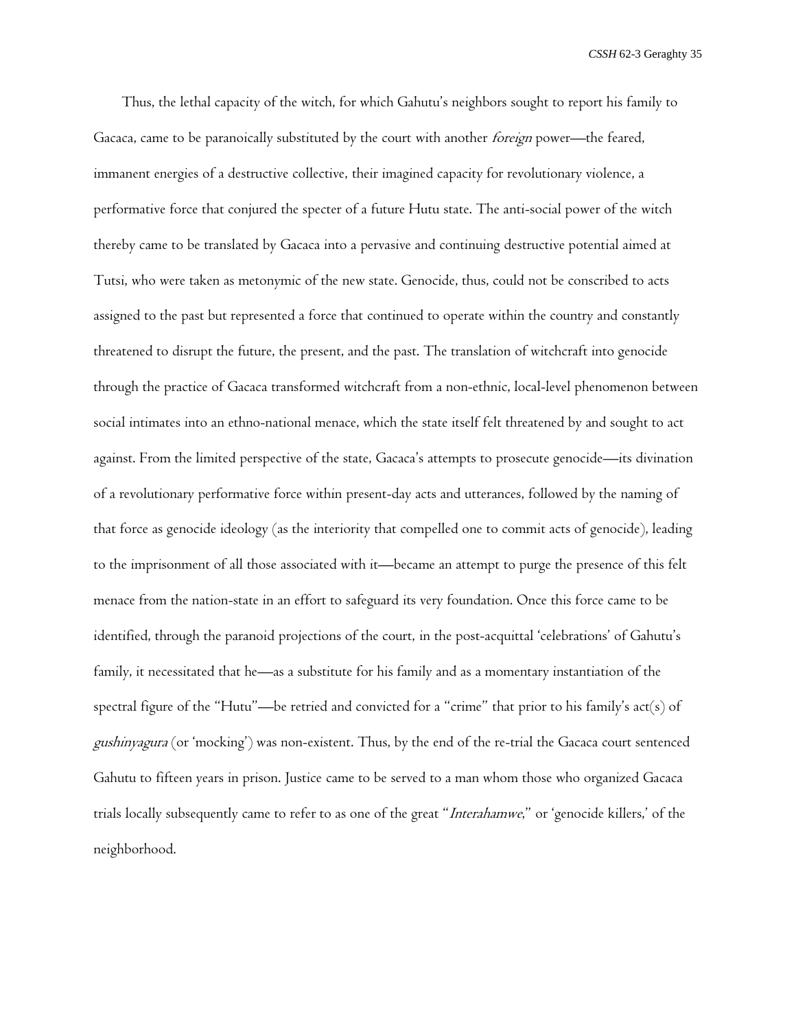Thus, the lethal capacity of the witch, for which Gahutu's neighbors sought to report his family to Gacaca, came to be paranoically substituted by the court with another *foreign* power—the feared, immanent energies of a destructive collective, their imagined capacity for revolutionary violence, a performative force that conjured the specter of a future Hutu state. The anti-social power of the witch thereby came to be translated by Gacaca into a pervasive and continuing destructive potential aimed at Tutsi, who were taken as metonymic of the new state. Genocide, thus, could not be conscribed to acts assigned to the past but represented a force that continued to operate within the country and constantly threatened to disrupt the future, the present, and the past. The translation of witchcraft into genocide through the practice of Gacaca transformed witchcraft from a non-ethnic, local-level phenomenon between social intimates into an ethno-national menace, which the state itself felt threatened by and sought to act against. From the limited perspective of the state, Gacaca's attempts to prosecute genocide—its divination of a revolutionary performative force within present-day acts and utterances, followed by the naming of that force as genocide ideology (as the interiority that compelled one to commit acts of genocide), leading to the imprisonment of all those associated with it—became an attempt to purge the presence of this felt menace from the nation-state in an effort to safeguard its very foundation. Once this force came to be identified, through the paranoid projections of the court, in the post-acquittal 'celebrations' of Gahutu's family, it necessitated that he—as a substitute for his family and as a momentary instantiation of the spectral figure of the "Hutu"—be retried and convicted for a "crime" that prior to his family's act(s) of *gushinyagura* (or 'mocking') was non-existent. Thus, by the end of the re-trial the Gacaca court sentenced Gahutu to fifteen years in prison. Justice came to be served to a man whom those who organized Gacaca trials locally subsequently came to refer to as one of the great "*Interahamwe*," or 'genocide killers,' of the neighborhood.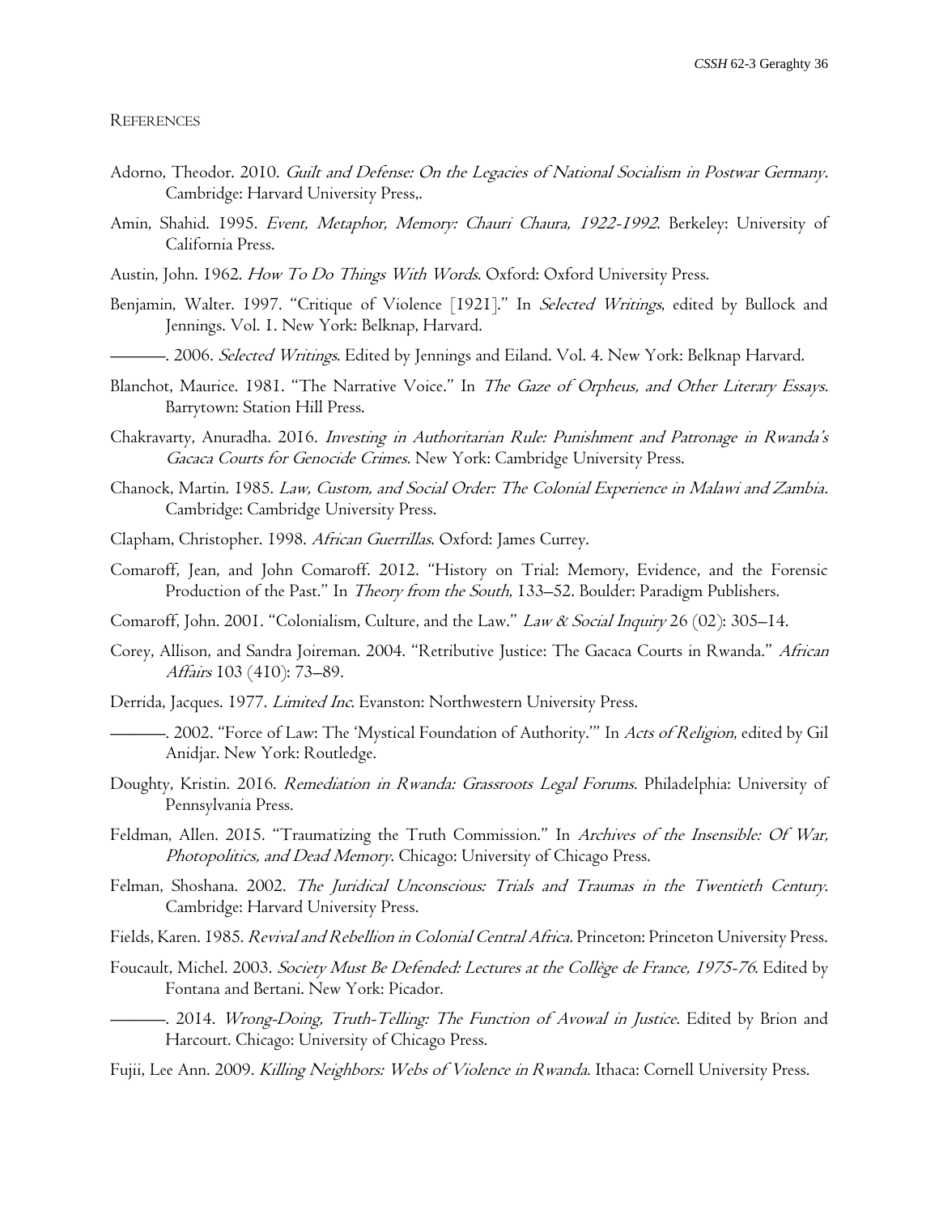# References

Adorno, Theodor. 2010. *Guilt and Defense: On the Legacies of National Socialism in Postwar Germany*. Cambridge: Harvard University Press,.

Amin, Shahid. 1995. *Event, Metaphor, Memory: Chauri Chaura, 1922-1992*. Berkeley: University of California Press.

Austin, John. 1962. *How To Do Things With Words*. Oxford: Oxford University Press.

Benjamin, Walter. 1997. "Critique of Violence [1921]." In *Selected Writings*, edited by Bullock and Jennings. Vol. 1. New York: Belknap, Harvard.

———. 2006. *Selected Writings*. Edited by Jennings and Eiland. Vol. 4. New York: Belknap Harvard.

Blanchot, Maurice. 1981. "The Narrative Voice." In *The Gaze of Orpheus, and Other Literary Essays*. Barrytown: Station Hill Press.

Chakravarty, Anuradha. 2016. *Investing in Authoritarian Rule: Punishment and Patronage in Rwanda's Gacaca Courts for Genocide Crimes*. New York: Cambridge University Press.

Chanock, Martin. 1985. *Law, Custom, and Social Order: The Colonial Experience in Malawi and Zambia*. Cambridge: Cambridge University Press.

Clapham, Christopher. 1998. *African Guerrillas*. Oxford: James Currey.

Comaroff, Jean, and John Comaroff. 2012. "History on Trial: Memory, Evidence, and the Forensic Production of the Past." In *Theory from the South*, 133–52. Boulder: Paradigm Publishers.

Comaroff, John. 2001. "Colonialism, Culture, and the Law." *Law & Social Inquiry* 26 (02): 305–14.

Corey, Allison, and Sandra Joireman. 2004. "Retributive Justice: The Gacaca Courts in Rwanda." *African Affairs* 103 (410): 73–89.

Derrida, Jacques. 1977. *Limited Inc*. Evanston: Northwestern University Press.

———. 2002. "Force of Law: The 'Mystical Foundation of Authority.'" In *Acts of Religion*, edited by Gil Anidjar. New York: Routledge.

Doughty, Kristin. 2016. *Remediation in Rwanda: Grassroots Legal Forums*. Philadelphia: University of Pennsylvania Press.

Feldman, Allen. 2015. "Traumatizing the Truth Commission." In *Archives of the Insensible: Of War, Photopolitics, and Dead Memory*. Chicago: University of Chicago Press.

Felman, Shoshana. 2002. *The Juridical Unconscious: Trials and Traumas in the Twentieth Century*. Cambridge: Harvard University Press.

Fields, Karen. 1985. *Revival and Rebellion in Colonial Central Africa*. Princeton: Princeton University Press.

Foucault, Michel. 2003. *Society Must Be Defended: Lectures at the Collège de France, 1975-76*. Edited by Fontana and Bertani. New York: Picador.

———. 2014. *Wrong-Doing, Truth-Telling: The Function of Avowal in Justice*. Edited by Brion and Harcourt. Chicago: University of Chicago Press.

Fujii, Lee Ann. 2009. *Killing Neighbors: Webs of Violence in Rwanda*. Ithaca: Cornell University Press.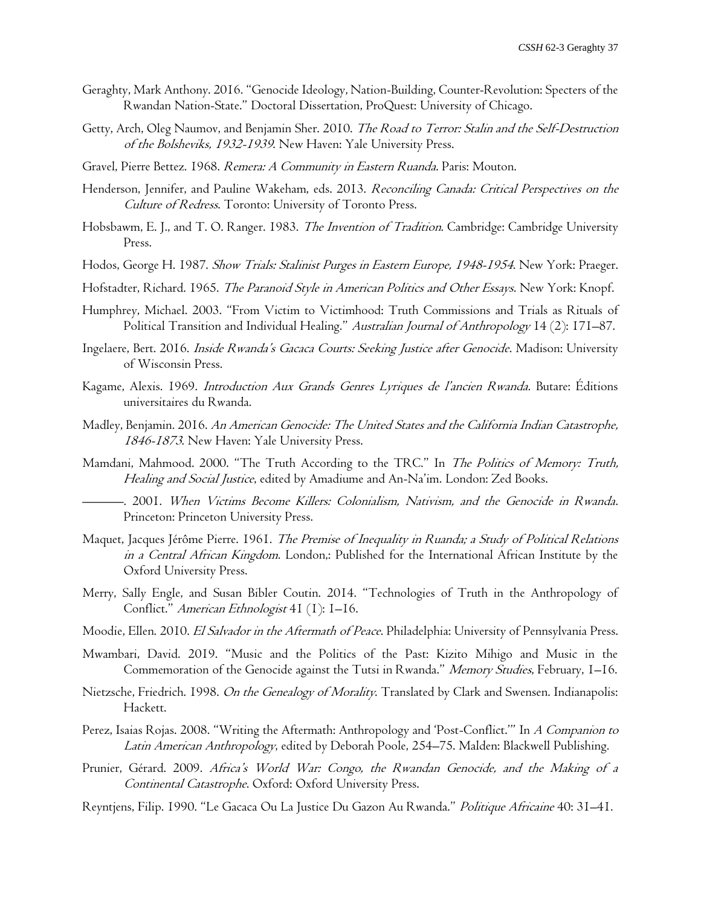Geraghty, Mark Anthony. 2016. "Genocide Ideology, Nation-Building, Counter-Revolution: Specters of the Rwandan Nation-State." Doctoral Dissertation, ProQuest: University of Chicago.

Getty, Arch, Oleg Naumov, and Benjamin Sher. 2010. *The Road to Terror: Stalin and the Self-Destruction of the Bolsheviks, 1932-1939*. New Haven: Yale University Press.

Gravel, Pierre Bettez. 1968. *Remera: A Community in Eastern Ruanda*. Paris: Mouton.

Henderson, Jennifer, and Pauline Wakeham, eds. 2013. *Reconciling Canada: Critical Perspectives on the Culture of Redress*. Toronto: University of Toronto Press.

Hobsbawm, E. J., and T. O. Ranger. 1983. *The Invention of Tradition*. Cambridge: Cambridge University Press.

Hodos, George H. 1987. *Show Trials: Stalinist Purges in Eastern Europe, 1948-1954*. New York: Praeger.

Hofstadter, Richard. 1965. *The Paranoid Style in American Politics and Other Essays.* New York: Knopf.

Humphrey, Michael. 2003. "From Victim to Victimhood: Truth Commissions and Trials as Rituals of Political Transition and Individual Healing." *Australian Journal of Anthropology* 14 (2): 171–87.

Ingelaere, Bert. 2016. *Inside Rwanda's Gacaca Courts: Seeking Justice after Genocide*. Madison: University of Wisconsin Press.

Kagame, Alexis. 1969. *Introduction Aux Grands Genres Lyriques de l'ancien Rwanda.* Butare: Éditions universitaires du Rwanda.

Madley, Benjamin. 2016. *An American Genocide: The United States and the California Indian Catastrophe, 1846-1873*. New Haven: Yale University Press.

Mamdani, Mahmood. 2000. "The Truth According to the TRC." In *The Politics of Memory: Truth, Healing and Social Justice*, edited by Amadiume and An-Na'im. London: Zed Books.

———. 2001. *When Victims Become Killers: Colonialism, Nativism, and the Genocide in Rwanda*. Princeton: Princeton University Press.

Maquet, Jacques Jérôme Pierre. 1961. *The Premise of Inequality in Ruanda; a Study of Political Relations in a Central African Kingdom*. London,: Published for the International African Institute by the Oxford University Press.

Merry, Sally Engle, and Susan Bibler Coutin. 2014. "Technologies of Truth in the Anthropology of Conflict." *American Ethnologist* 41 (1): 1–16.

Moodie, Ellen. 2010. *El Salvador in the Aftermath of Peace*. Philadelphia: University of Pennsylvania Press.

Mwambari, David. 2019. "Music and the Politics of the Past: Kizito Mihigo and Music in the Commemoration of the Genocide against the Tutsi in Rwanda." *Memory Studies*, February, 1–16.

Nietzsche, Friedrich. 1998. *On the Genealogy of Morality*. Translated by Clark and Swensen. Indianapolis: Hackett.

Perez, Isaias Rojas. 2008. "Writing the Aftermath: Anthropology and 'Post-Conflict.'" In *A Companion to Latin American Anthropology*, edited by Deborah Poole, 254–75. Malden: Blackwell Publishing.

Prunier, Gérard. 2009. *Africa's World War: Congo, the Rwandan Genocide, and the Making of a Continental Catastrophe*. Oxford: Oxford University Press.

Reyntjens, Filip. 1990. "Le Gacaca Ou La Justice Du Gazon Au Rwanda." *Politique Africaine* 40: 31–41.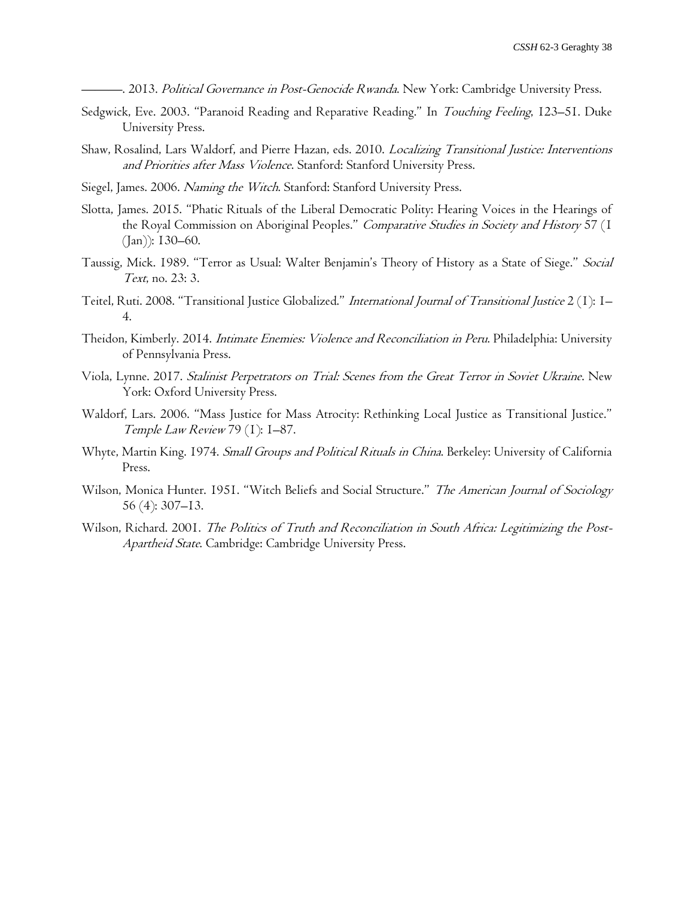———. 2013. *Political Governance in Post-Genocide Rwanda*. New York: Cambridge University Press.

Sedgwick, Eve. 2003. "Paranoid Reading and Reparative Reading." In *Touching Feeling*, 123–51. Duke University Press.

Shaw, Rosalind, Lars Waldorf, and Pierre Hazan, eds. 2010. *Localizing Transitional Justice: Interventions and Priorities after Mass Violence*. Stanford: Stanford University Press.

Siegel, James. 2006. *Naming the Witch*. Stanford: Stanford University Press.

Slotta, James. 2015. "Phatic Rituals of the Liberal Democratic Polity: Hearing Voices in the Hearings of the Royal Commission on Aboriginal Peoples." *Comparative Studies in Society and History* 57 (1 (Jan)): 130–60.

Taussig, Mick. 1989. "Terror as Usual: Walter Benjamin's Theory of History as a State of Siege." *Social Text*, no. 23: 3.

Teitel, Ruti. 2008. "Transitional Justice Globalized." *International Journal of Transitional Justice* 2 (1): 1–4.

Theidon, Kimberly. 2014. *Intimate Enemies: Violence and Reconciliation in Peru*. Philadelphia: University of Pennsylvania Press.

Viola, Lynne. 2017. *Stalinist Perpetrators on Trial: Scenes from the Great Terror in Soviet Ukraine*. New York: Oxford University Press.

Waldorf, Lars. 2006. "Mass Justice for Mass Atrocity: Rethinking Local Justice as Transitional Justice." *Temple Law Review* 79 (1): 1–87.

Whyte, Martin King. 1974. *Small Groups and Political Rituals in China*. Berkeley: University of California Press.

Wilson, Monica Hunter. 1951. "Witch Beliefs and Social Structure." *The American Journal of Sociology* 56 (4): 307–13.

Wilson, Richard. 2001. *The Politics of Truth and Reconciliation in South Africa: Legitimizing the Post-Apartheid State*. Cambridge: Cambridge University Press.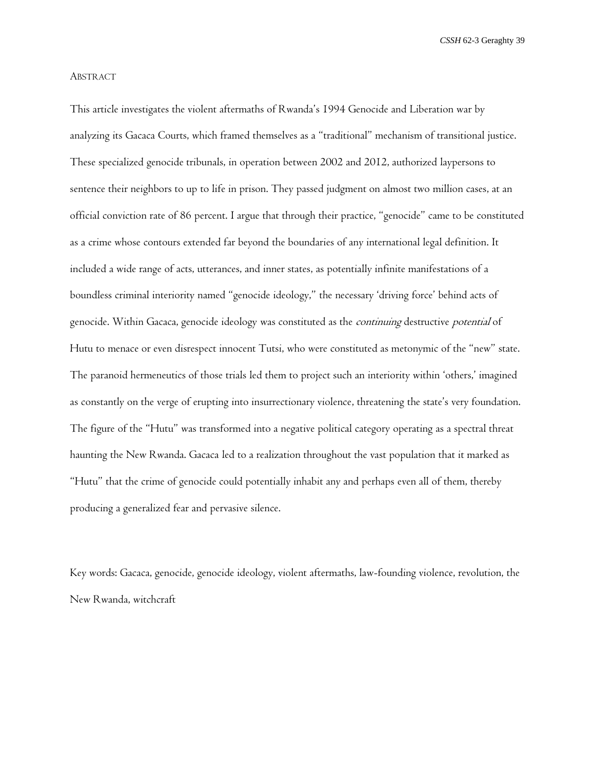## Abstract

This article investigates the violent aftermaths of Rwanda's 1994 Genocide and Liberation war by analyzing its Gacaca Courts, which framed themselves as a "traditional" mechanism of transitional justice. These specialized genocide tribunals, in operation between 2002 and 2012, authorized laypersons to sentence their neighbors to up to life in prison. They passed judgment on almost two million cases, at an official conviction rate of 86 percent. I argue that through their practice, "genocide" came to be constituted as a crime whose contours extended far beyond the boundaries of any international legal definition. It included a wide range of acts, utterances, and inner states, as potentially infinite manifestations of a boundless criminal interiority named "genocide ideology," the necessary 'driving force' behind acts of genocide. Within Gacaca, genocide ideology was constituted as the *continuing* destructive *potential* of Hutu to menace or even disrespect innocent Tutsi, who were constituted as metonymic of the "new" state. The paranoid hermeneutics of those trials led them to project such an interiority within 'others,' imagined as constantly on the verge of erupting into insurrectionary violence, threatening the state's very foundation. The figure of the "Hutu" was transformed into a negative political category operating as a spectral threat haunting the New Rwanda. Gacaca led to a realization throughout the vast population that it marked as "Hutu" that the crime of genocide could potentially inhabit any and perhaps even all of them, thereby producing a generalized fear and pervasive silence.

Key words: Gacaca, genocide, genocide ideology, violent aftermaths, law-founding violence, revolution, the New Rwanda, witchcraft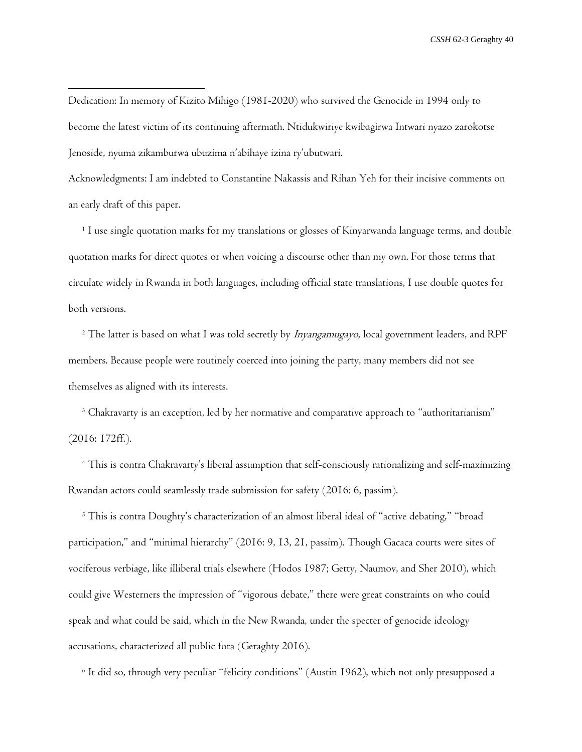Dedication: In memory of Kizito Mihigo (1981-2020) who survived the Genocide in 1994 only to become the latest victim of its continuing aftermath. Ntidukwiriye kwibagirwa Intwari nyazo zarokotse Jenoside, nyuma zikamburwa ubuzima n'abihaye izina ry'ubutwari.

Acknowledgments: I am indebted to Constantine Nakassis and Rihan Yeh for their incisive comments on an early draft of this paper.

[1] I use single quotation marks for my translations or glosses of Kinyarwanda language terms, and double quotation marks for direct quotes or when voicing a discourse other than my own. For those terms that circulate widely in Rwanda in both languages, including official state translations, I use double quotes for both versions.

[2] The latter is based on what I was told secretly by *Inyangamugayo*, local government leaders, and RPF members. Because people were routinely coerced into joining the party, many members did not see themselves as aligned with its interests.

[3] Chakravarty is an exception, led by her normative and comparative approach to "authoritarianism" (2016: 172ff.).

[4] This is contra Chakravarty's liberal assumption that self-consciously rationalizing and self-maximizing Rwandan actors could seamlessly trade submission for safety (2016: 6, passim).

[5] This is contra Doughty's characterization of an almost liberal ideal of "active debating," "broad participation," and "minimal hierarchy" (2016: 9, 13, 21, passim). Though Gacaca courts were sites of vociferous verbiage, like illiberal trials elsewhere (Hodos 1987; Getty, Naumov, and Sher 2010), which could give Westerners the impression of "vigorous debate," there were great constraints on who could speak and what could be said, which in the New Rwanda, under the specter of genocide ideology accusations, characterized all public fora (Geraghty 2016).

[6] It did so, through very peculiar "felicity conditions" (Austin 1962), which not only presupposed a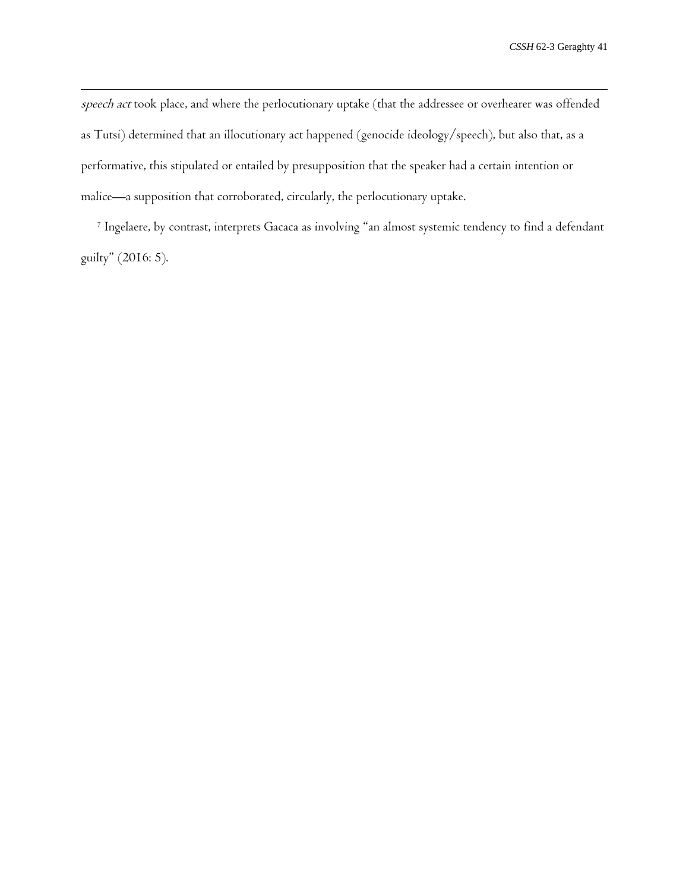*speech act* took place, and where the perlocutionary uptake (that the addressee or overhearer was offended as Tutsi) determined that an illocutionary act happened (genocide ideology/speech), but also that, as a performative, this stipulated or entailed by presupposition that the speaker had a certain intention or malice—a supposition that corroborated, circularly, the perlocutionary uptake.

[7] Ingelaere, by contrast, interprets Gacaca as involving "an almost systemic tendency to find a defendant guilty" (2016: 5).